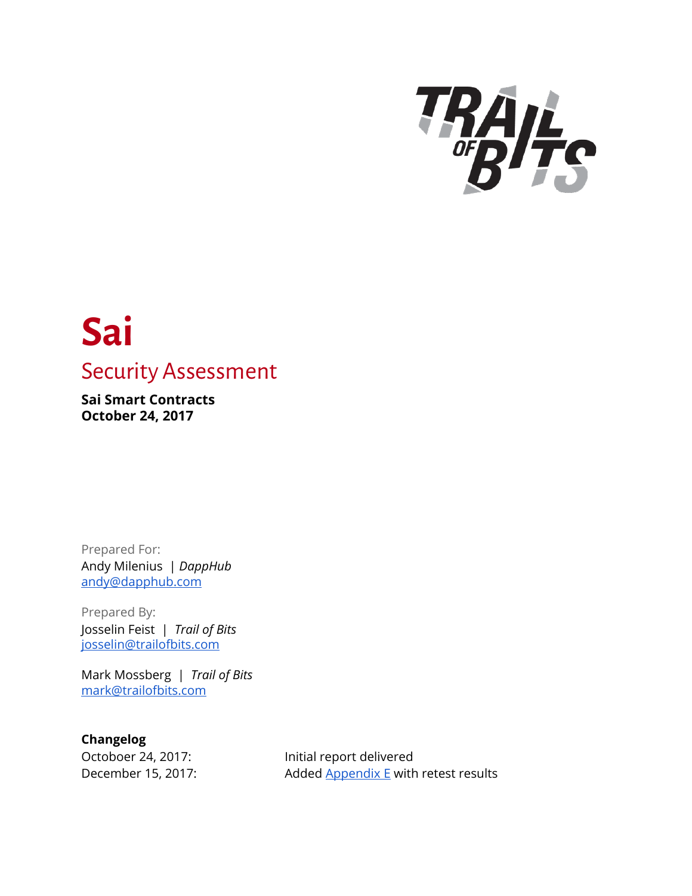# Sai

## Security Assessment

**Sai Smart Contracts**
**October 24, 2017**

Prepared For:
Andy Milenius | *DappHub*
andy@dapphub.com

Prepared By:
Josselin Feist | *Trail of Bits*
josselin@trailofbits.com

Mark Mossberg | *Trail of Bits*
mark@trailofbits.com

**Changelog**

| | |
|---|---|
| Octoboer 24, 2017: | Initial report delivered |
| December 15, 2017: | Added Appendix E with retest results |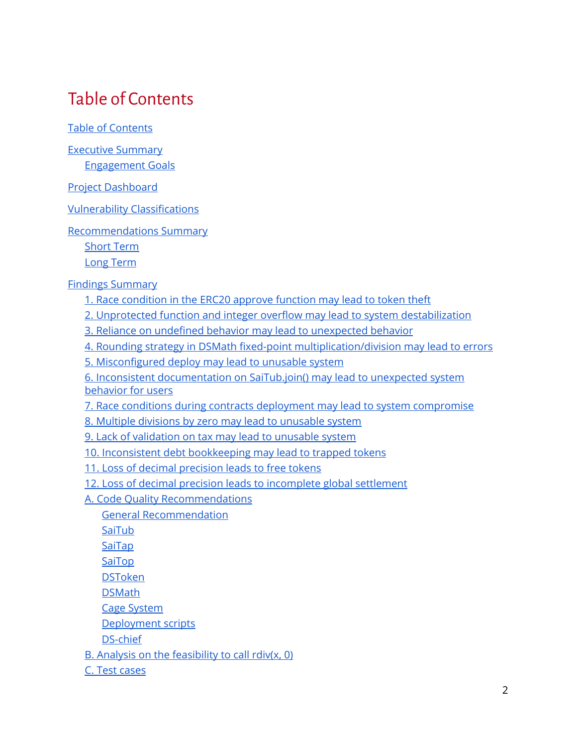# Table of Contents

- Table of Contents
- Executive Summary
  - Engagement Goals
- Project Dashboard
- Vulnerability Classifications
- Recommendations Summary
  - Short Term
  - Long Term
- Findings Summary
  - 1. Race condition in the ERC20 approve function may lead to token theft
  - 2. Unprotected function and integer overflow may lead to system destabilization
  - 3. Reliance on undefined behavior may lead to unexpected behavior
  - 4. Rounding strategy in DSMath fixed-point multiplication/division may lead to errors
  - 5. Misconfigured deploy may lead to unusable system
  - 6. Inconsistent documentation on SaiTub.join() may lead to unexpected system behavior for users
  - 7. Race conditions during contracts deployment may lead to system compromise
  - 8. Multiple divisions by zero may lead to unusable system
  - 9. Lack of validation on tax may lead to unusable system
  - 10. Inconsistent debt bookkeeping may lead to trapped tokens
  - 11. Loss of decimal precision leads to free tokens
  - 12. Loss of decimal precision leads to incomplete global settlement
  - A. Code Quality Recommendations
    - General Recommendation
    - SaiTub
    - SaiTap
    - SaiTop
    - DSToken
    - DSMath
    - Cage System
    - Deployment scripts
    - DS-chief
  - B. Analysis on the feasibility to call rdiv(x, 0)
  - C. Test cases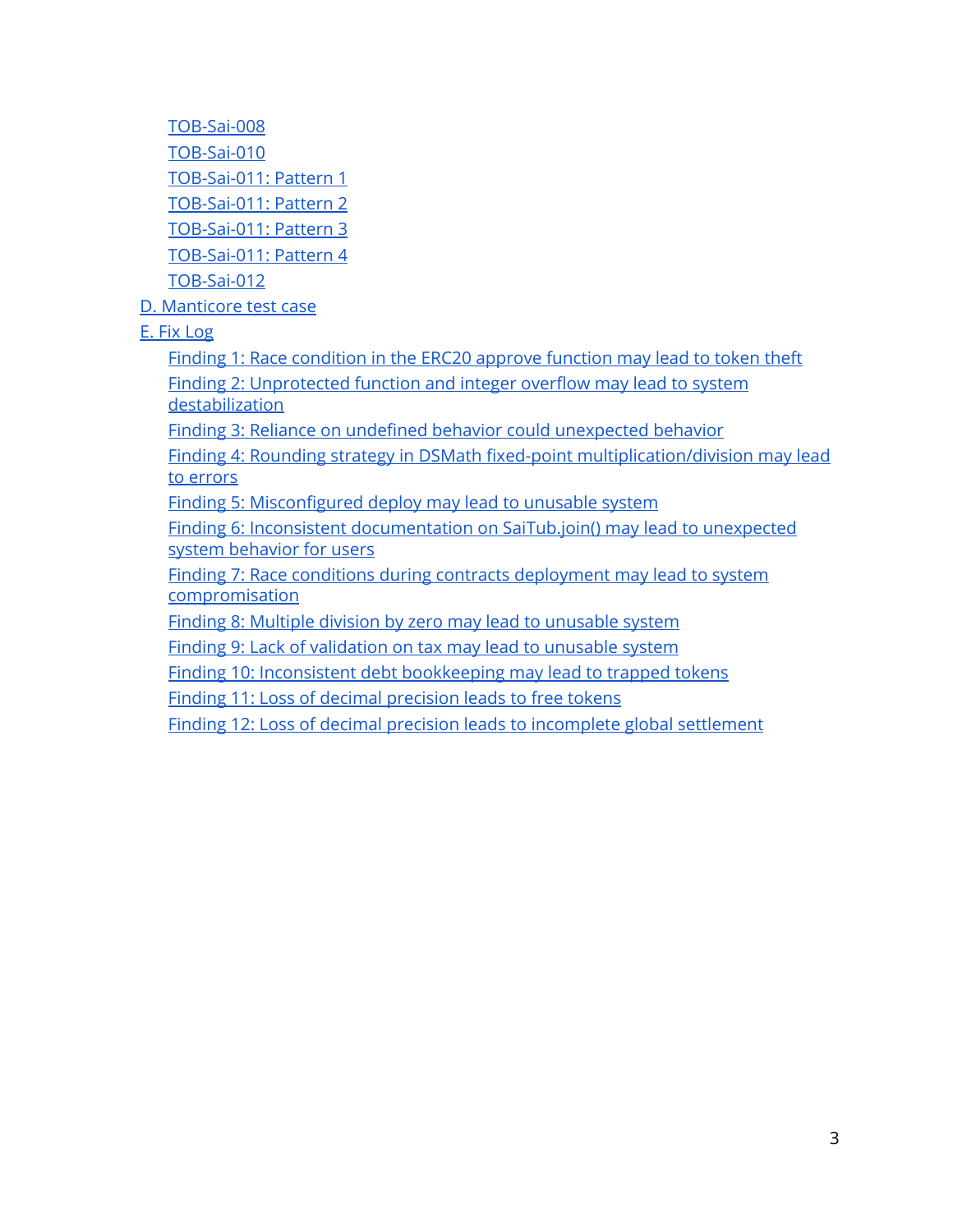- TOB-Sai-008
- TOB-Sai-010
- TOB-Sai-011: Pattern 1
- TOB-Sai-011: Pattern 2
- TOB-Sai-011: Pattern 3
- TOB-Sai-011: Pattern 4
- TOB-Sai-012

D. Manticore test case

E. Fix Log

- Finding 1: Race condition in the ERC20 approve function may lead to token theft
- Finding 2: Unprotected function and integer overflow may lead to system destabilization
- Finding 3: Reliance on undefined behavior could unexpected behavior
- Finding 4: Rounding strategy in DSMath fixed-point multiplication/division may lead to errors
- Finding 5: Misconfigured deploy may lead to unusable system
- Finding 6: Inconsistent documentation on SaiTub.join() may lead to unexpected system behavior for users
- Finding 7: Race conditions during contracts deployment may lead to system compromisation
- Finding 8: Multiple division by zero may lead to unusable system
- Finding 9: Lack of validation on tax may lead to unusable system
- Finding 10: Inconsistent debt bookkeeping may lead to trapped tokens
- Finding 11: Loss of decimal precision leads to free tokens
- Finding 12: Loss of decimal precision leads to incomplete global settlement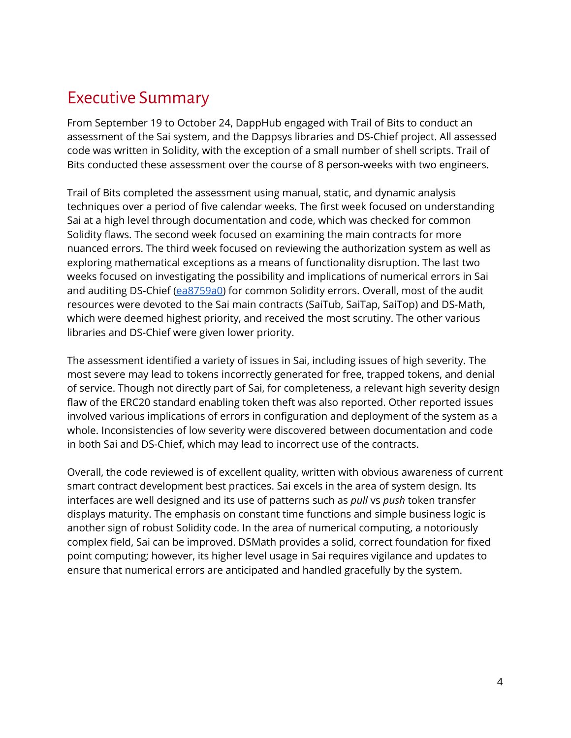# Executive Summary

From September 19 to October 24, DappHub engaged with Trail of Bits to conduct an assessment of the Sai system, and the Dappsys libraries and DS-Chief project. All assessed code was written in Solidity, with the exception of a small number of shell scripts. Trail of Bits conducted these assessment over the course of 8 person-weeks with two engineers.

Trail of Bits completed the assessment using manual, static, and dynamic analysis techniques over a period of five calendar weeks. The first week focused on understanding Sai at a high level through documentation and code, which was checked for common Solidity flaws. The second week focused on examining the main contracts for more nuanced errors. The third week focused on reviewing the authorization system as well as exploring mathematical exceptions as a means of functionality disruption. The last two weeks focused on investigating the possibility and implications of numerical errors in Sai and auditing DS-Chief (ea8759a0) for common Solidity errors. Overall, most of the audit resources were devoted to the Sai main contracts (SaiTub, SaiTap, SaiTop) and DS-Math, which were deemed highest priority, and received the most scrutiny. The other various libraries and DS-Chief were given lower priority.

The assessment identified a variety of issues in Sai, including issues of high severity. The most severe may lead to tokens incorrectly generated for free, trapped tokens, and denial of service. Though not directly part of Sai, for completeness, a relevant high severity design flaw of the ERC20 standard enabling token theft was also reported. Other reported issues involved various implications of errors in configuration and deployment of the system as a whole. Inconsistencies of low severity were discovered between documentation and code in both Sai and DS-Chief, which may lead to incorrect use of the contracts.

Overall, the code reviewed is of excellent quality, written with obvious awareness of current smart contract development best practices. Sai excels in the area of system design. Its interfaces are well designed and its use of patterns such as *pull* vs *push* token transfer displays maturity. The emphasis on constant time functions and simple business logic is another sign of robust Solidity code. In the area of numerical computing, a notoriously complex field, Sai can be improved. DSMath provides a solid, correct foundation for fixed point computing; however, its higher level usage in Sai requires vigilance and updates to ensure that numerical errors are anticipated and handled gracefully by the system.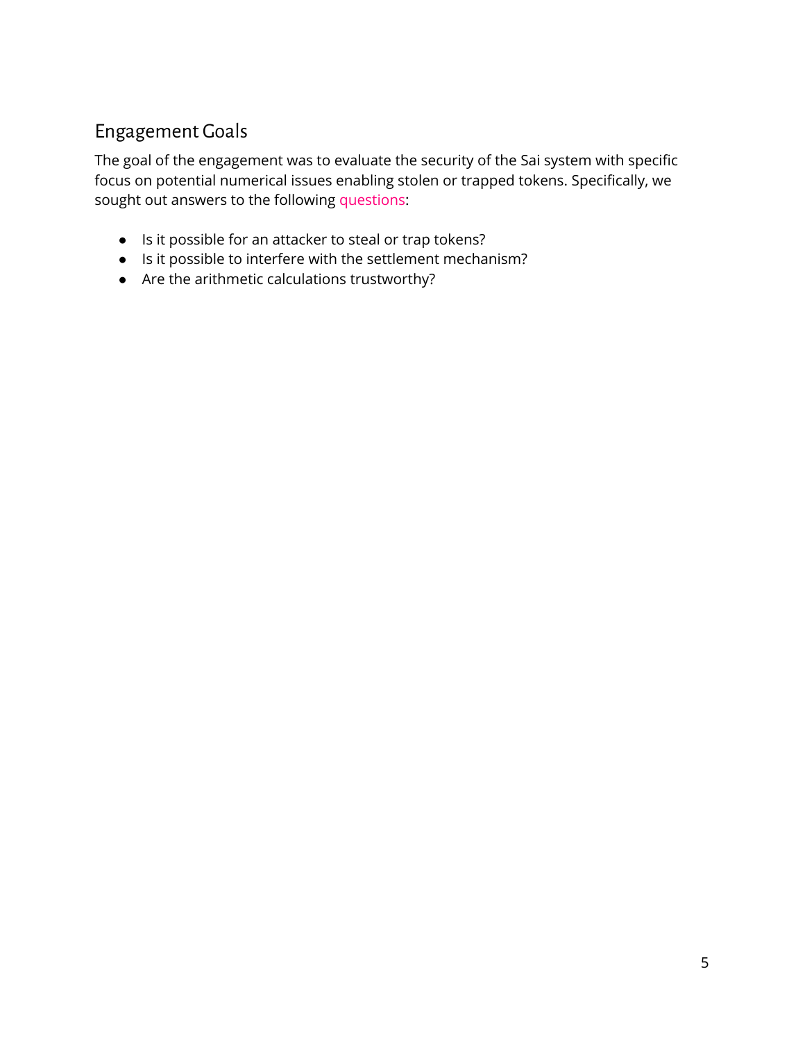## Engagement Goals

The goal of the engagement was to evaluate the security of the Sai system with specific focus on potential numerical issues enabling stolen or trapped tokens. Specifically, we sought out answers to the following questions:

- Is it possible for an attacker to steal or trap tokens?
- Is it possible to interfere with the settlement mechanism?
- Are the arithmetic calculations trustworthy?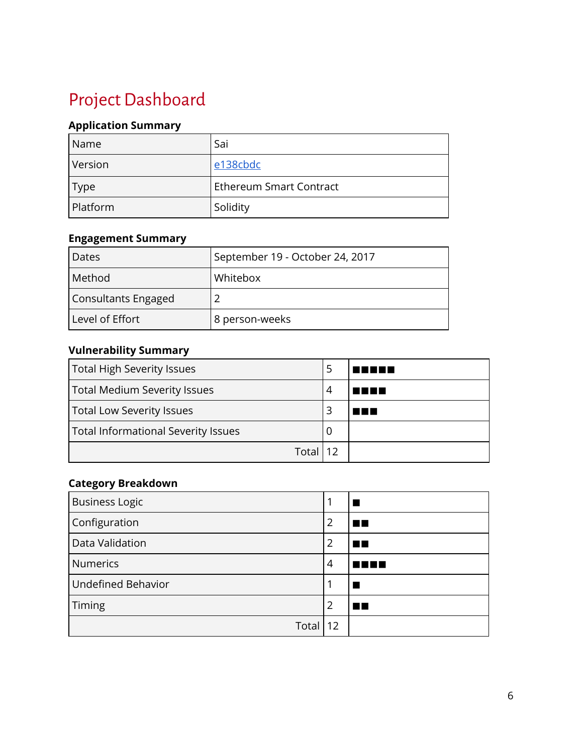# Project Dashboard

### Application Summary

| Name | Sai |
|---|---|
| Version | e138cbdc |
| Type | Ethereum Smart Contract |
| Platform | Solidity |

### Engagement Summary

| Dates | September 19 - October 24, 2017 |
|---|---|
| Method | Whitebox |
| Consultants Engaged | 2 |
| Level of Effort | 8 person-weeks |

### Vulnerability Summary

| Total High Severity Issues | 5 | ■■■■■ |
|---|---|---|
| Total Medium Severity Issues | 4 | ■■■■ |
| Total Low Severity Issues | 3 | ■■■ |
| Total Informational Severity Issues | 0 | |
| Total | 12 | |

### Category Breakdown

| Business Logic | 1 | ■ |
|---|---|---|
| Configuration | 2 | ■■ |
| Data Validation | 2 | ■■ |
| Numerics | 4 | ■■■■ |
| Undefined Behavior | 1 | ■ |
| Timing | 2 | ■■ |
| Total | 12 | |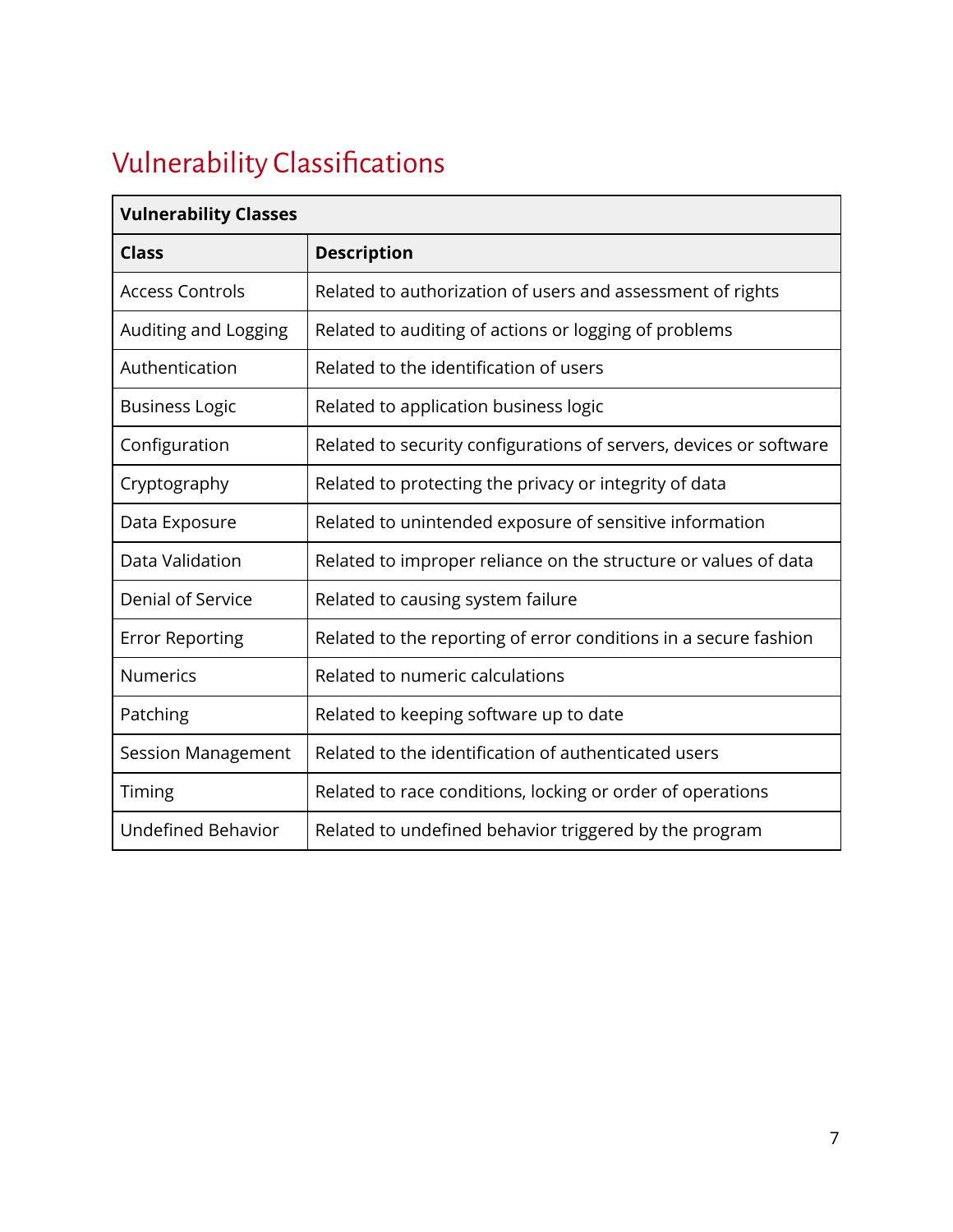## Vulnerability Classifications

| Vulnerability Classes | |
|---|---|
| **Class** | **Description** |
| Access Controls | Related to authorization of users and assessment of rights |
| Auditing and Logging | Related to auditing of actions or logging of problems |
| Authentication | Related to the identification of users |
| Business Logic | Related to application business logic |
| Configuration | Related to security configurations of servers, devices or software |
| Cryptography | Related to protecting the privacy or integrity of data |
| Data Exposure | Related to unintended exposure of sensitive information |
| Data Validation | Related to improper reliance on the structure or values of data |
| Denial of Service | Related to causing system failure |
| Error Reporting | Related to the reporting of error conditions in a secure fashion |
| Numerics | Related to numeric calculations |
| Patching | Related to keeping software up to date |
| Session Management | Related to the identification of authenticated users |
| Timing | Related to race conditions, locking or order of operations |
| Undefined Behavior | Related to undefined behavior triggered by the program |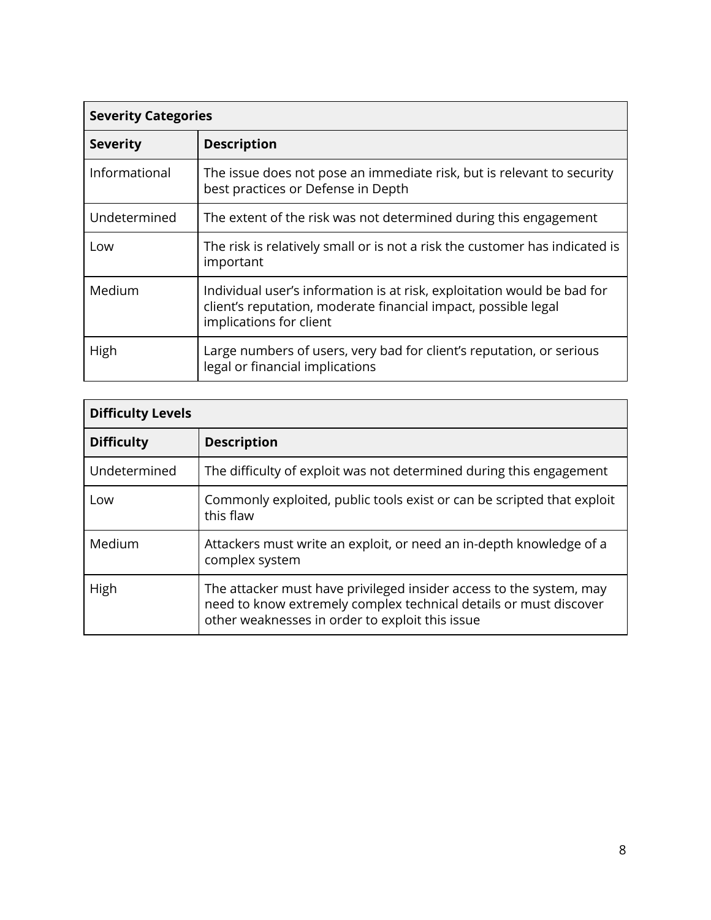| Severity Categories | |
|---|---|
| **Severity** | **Description** |
| Informational | The issue does not pose an immediate risk, but is relevant to security best practices or Defense in Depth |
| Undetermined | The extent of the risk was not determined during this engagement |
| Low | The risk is relatively small or is not a risk the customer has indicated is important |
| Medium | Individual user's information is at risk, exploitation would be bad for client's reputation, moderate financial impact, possible legal implications for client |
| High | Large numbers of users, very bad for client's reputation, or serious legal or financial implications |

| Difficulty Levels | |
|---|---|
| **Difficulty** | **Description** |
| Undetermined | The difficulty of exploit was not determined during this engagement |
| Low | Commonly exploited, public tools exist or can be scripted that exploit this flaw |
| Medium | Attackers must write an exploit, or need an in-depth knowledge of a complex system |
| High | The attacker must have privileged insider access to the system, may need to know extremely complex technical details or must discover other weaknesses in order to exploit this issue |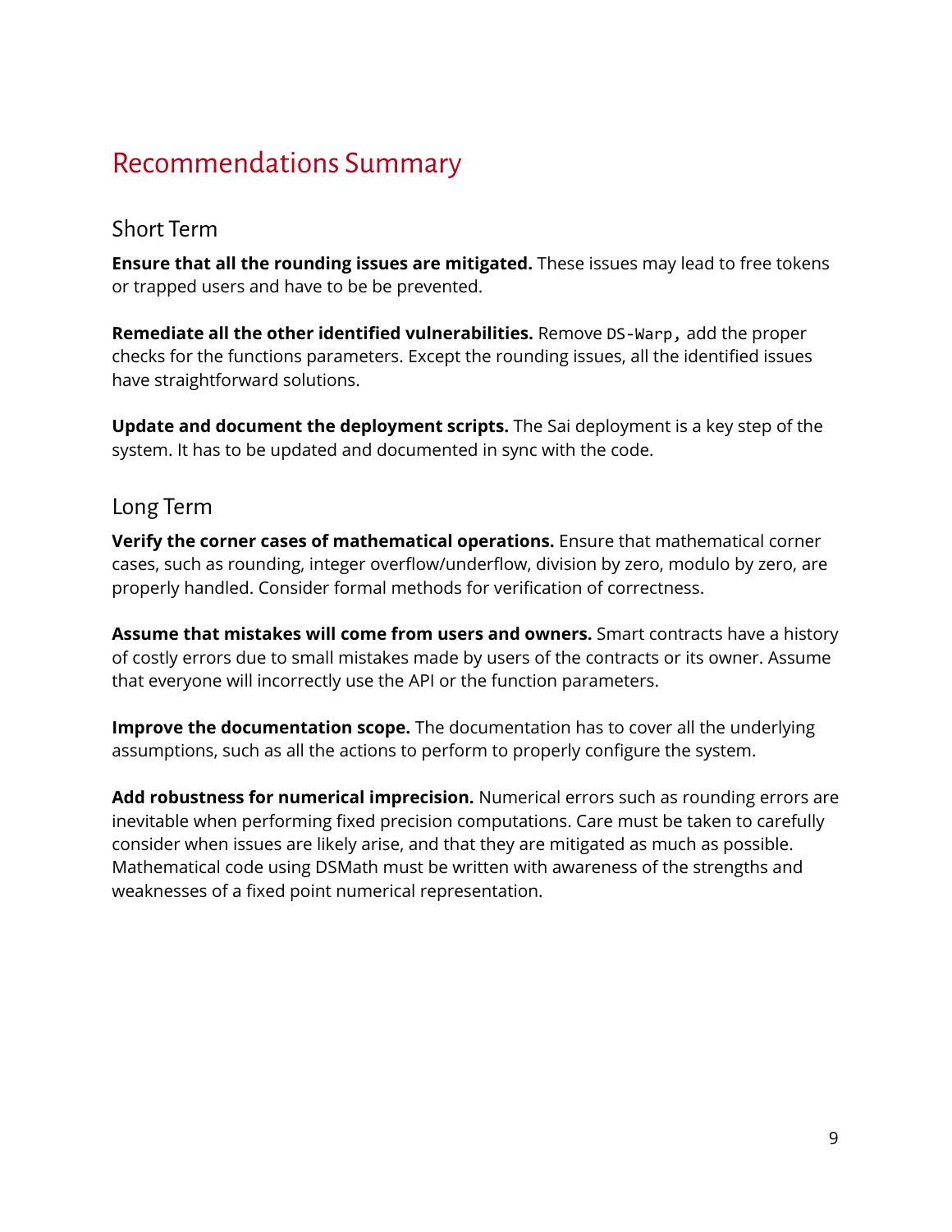# Recommendations Summary

## Short Term

**Ensure that all the rounding issues are mitigated.** These issues may lead to free tokens or trapped users and have to be be prevented.

**Remediate all the other identified vulnerabilities.** Remove `DS-Warp`, add the proper checks for the functions parameters. Except the rounding issues, all the identified issues have straightforward solutions.

**Update and document the deployment scripts.** The Sai deployment is a key step of the system. It has to be updated and documented in sync with the code.

## Long Term

**Verify the corner cases of mathematical operations.** Ensure that mathematical corner cases, such as rounding, integer overflow/underflow, division by zero, modulo by zero, are properly handled. Consider formal methods for verification of correctness.

**Assume that mistakes will come from users and owners.** Smart contracts have a history of costly errors due to small mistakes made by users of the contracts or its owner. Assume that everyone will incorrectly use the API or the function parameters.

**Improve the documentation scope.** The documentation has to cover all the underlying assumptions, such as all the actions to perform to properly configure the system.

**Add robustness for numerical imprecision.** Numerical errors such as rounding errors are inevitable when performing fixed precision computations. Care must be taken to carefully consider when issues are likely arise, and that they are mitigated as much as possible. Mathematical code using DSMath must be written with awareness of the strengths and weaknesses of a fixed point numerical representation.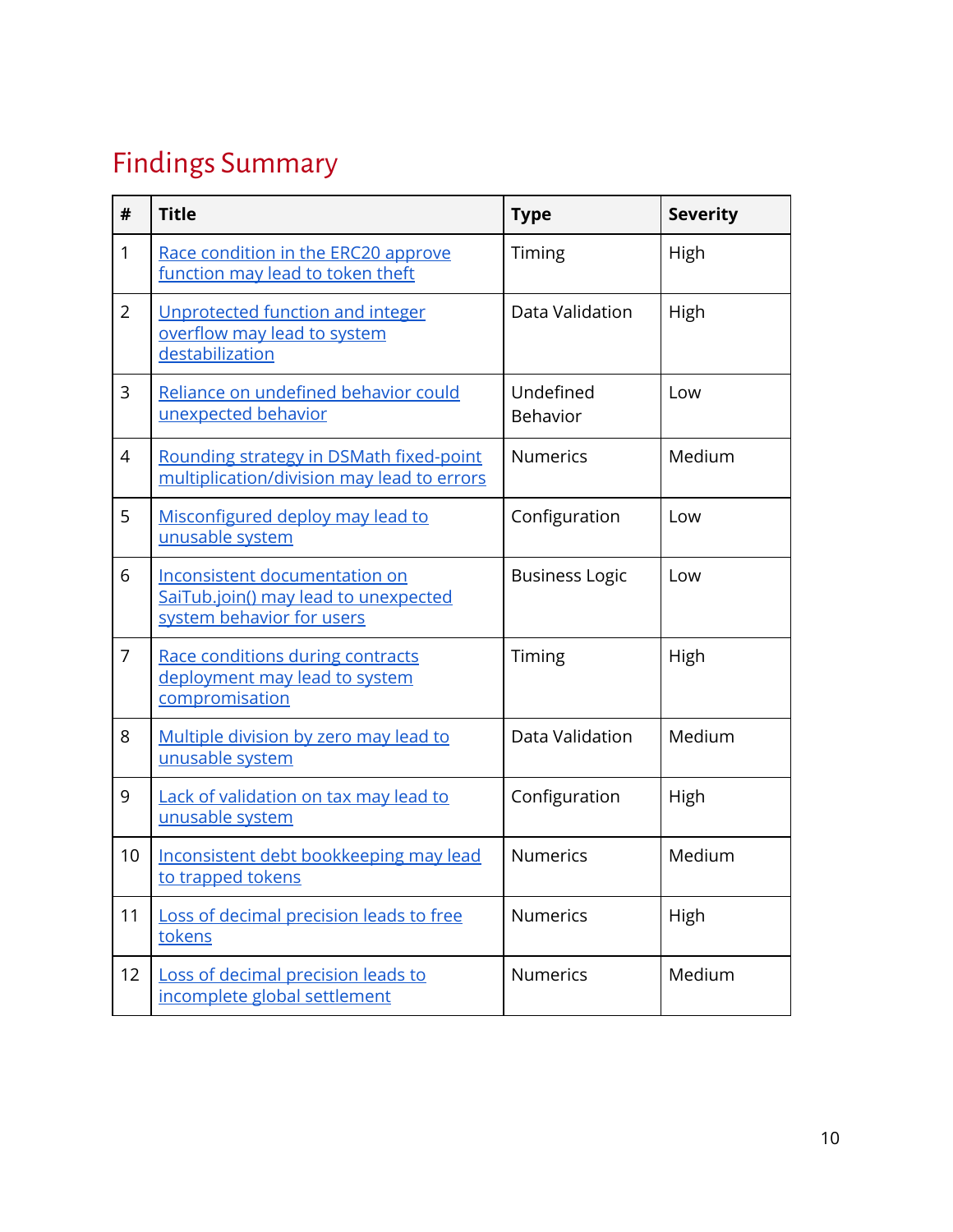## Findings Summary

| # | Title | Type | Severity |
|---|---|---|---|
| 1 | Race condition in the ERC20 approve function may lead to token theft | Timing | High |
| 2 | Unprotected function and integer overflow may lead to system destabilization | Data Validation | High |
| 3 | Reliance on undefined behavior could unexpected behavior | Undefined Behavior | Low |
| 4 | Rounding strategy in DSMath fixed-point multiplication/division may lead to errors | Numerics | Medium |
| 5 | Misconfigured deploy may lead to unusable system | Configuration | Low |
| 6 | Inconsistent documentation on SaiTub.join() may lead to unexpected system behavior for users | Business Logic | Low |
| 7 | Race conditions during contracts deployment may lead to system compromisation | Timing | High |
| 8 | Multiple division by zero may lead to unusable system | Data Validation | Medium |
| 9 | Lack of validation on tax may lead to unusable system | Configuration | High |
| 10 | Inconsistent debt bookkeeping may lead to trapped tokens | Numerics | Medium |
| 11 | Loss of decimal precision leads to free tokens | Numerics | High |
| 12 | Loss of decimal precision leads to incomplete global settlement | Numerics | Medium |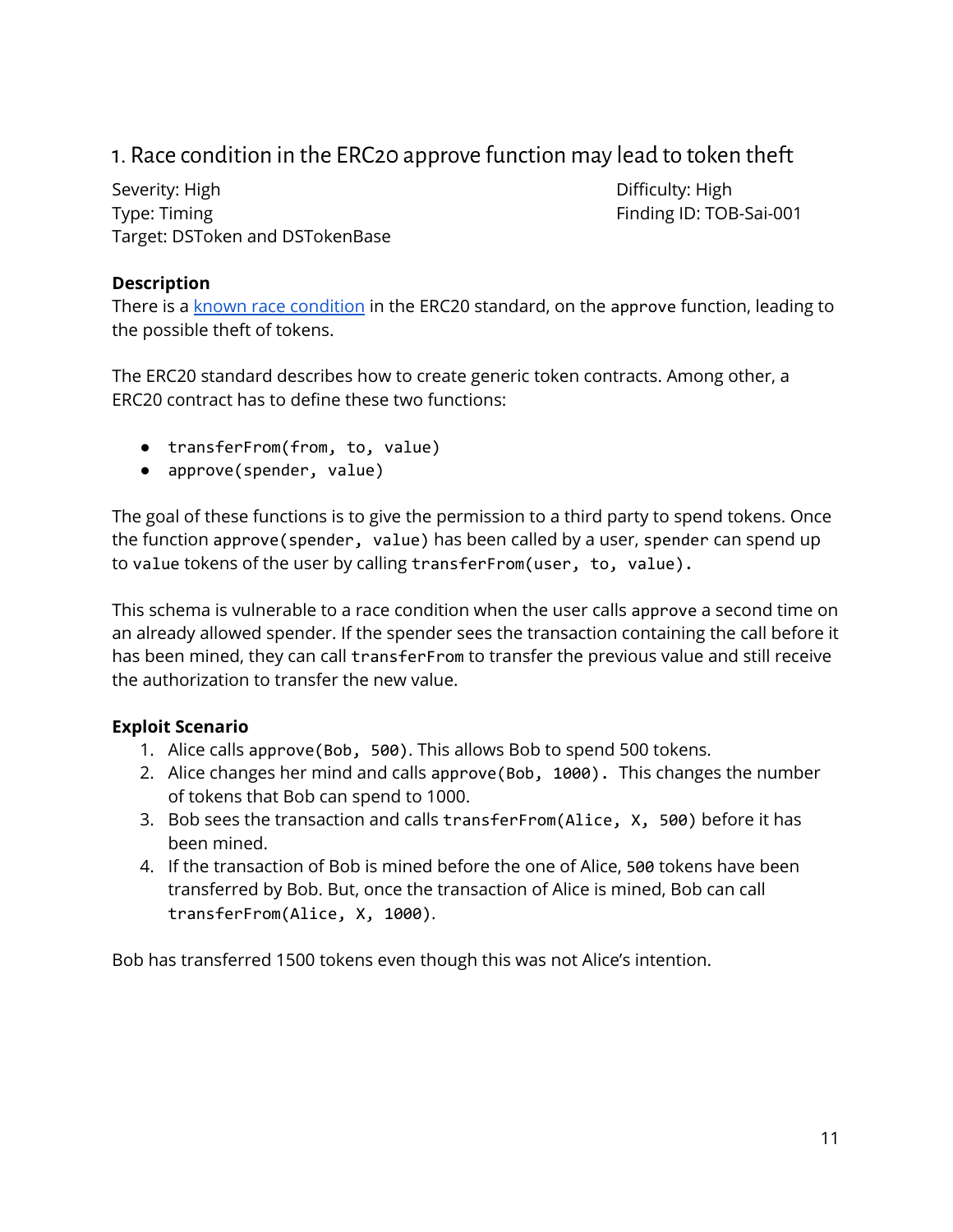## 1. Race condition in the ERC20 approve function may lead to token theft

Severity: High  
Difficulty: High  
Type: Timing  
Finding ID: TOB-Sai-001  
Target: DSToken and DSTokenBase

**Description**

There is a known race condition in the ERC20 standard, on the `approve` function, leading to the possible theft of tokens.

The ERC20 standard describes how to create generic token contracts. Among other, a ERC20 contract has to define these two functions:

- `transferFrom(from, to, value)`
- `approve(spender, value)`

The goal of these functions is to give the permission to a third party to spend tokens. Once the function `approve(spender, value)` has been called by a user, `spender` can spend up to `value` tokens of the user by calling `transferFrom(user, to, value)`.

This schema is vulnerable to a race condition when the user calls `approve` a second time on an already allowed spender. If the spender sees the transaction containing the call before it has been mined, they can call `transferFrom` to transfer the previous value and still receive the authorization to transfer the new value.

**Exploit Scenario**

1. Alice calls `approve(Bob, 500)`. This allows Bob to spend 500 tokens.
2. Alice changes her mind and calls `approve(Bob, 1000)`. This changes the number of tokens that Bob can spend to 1000.
3. Bob sees the transaction and calls `transferFrom(Alice, X, 500)` before it has been mined.
4. If the transaction of Bob is mined before the one of Alice, `500` tokens have been transferred by Bob. But, once the transaction of Alice is mined, Bob can call `transferFrom(Alice, X, 1000)`.

Bob has transferred 1500 tokens even though this was not Alice's intention.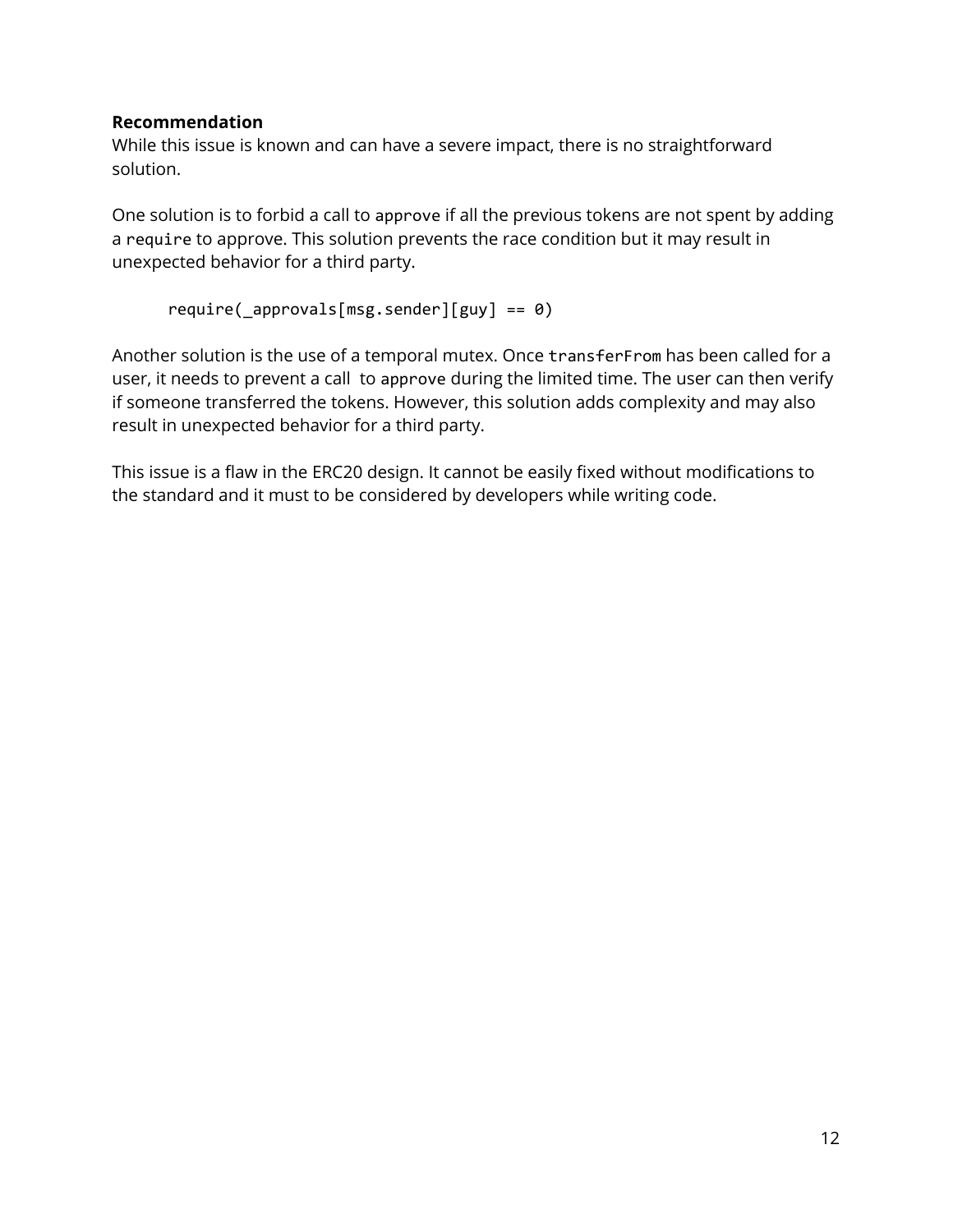**Recommendation**

While this issue is known and can have a severe impact, there is no straightforward solution.

One solution is to forbid a call to `approve` if all the previous tokens are not spent by adding a `require` to approve. This solution prevents the race condition but it may result in unexpected behavior for a third party.

```
require(_approvals[msg.sender][guy] == 0)
```

Another solution is the use of a temporal mutex. Once `transferFrom` has been called for a user, it needs to prevent a call to `approve` during the limited time. The user can then verify if someone transferred the tokens. However, this solution adds complexity and may also result in unexpected behavior for a third party.

This issue is a flaw in the ERC20 design. It cannot be easily fixed without modifications to the standard and it must to be considered by developers while writing code.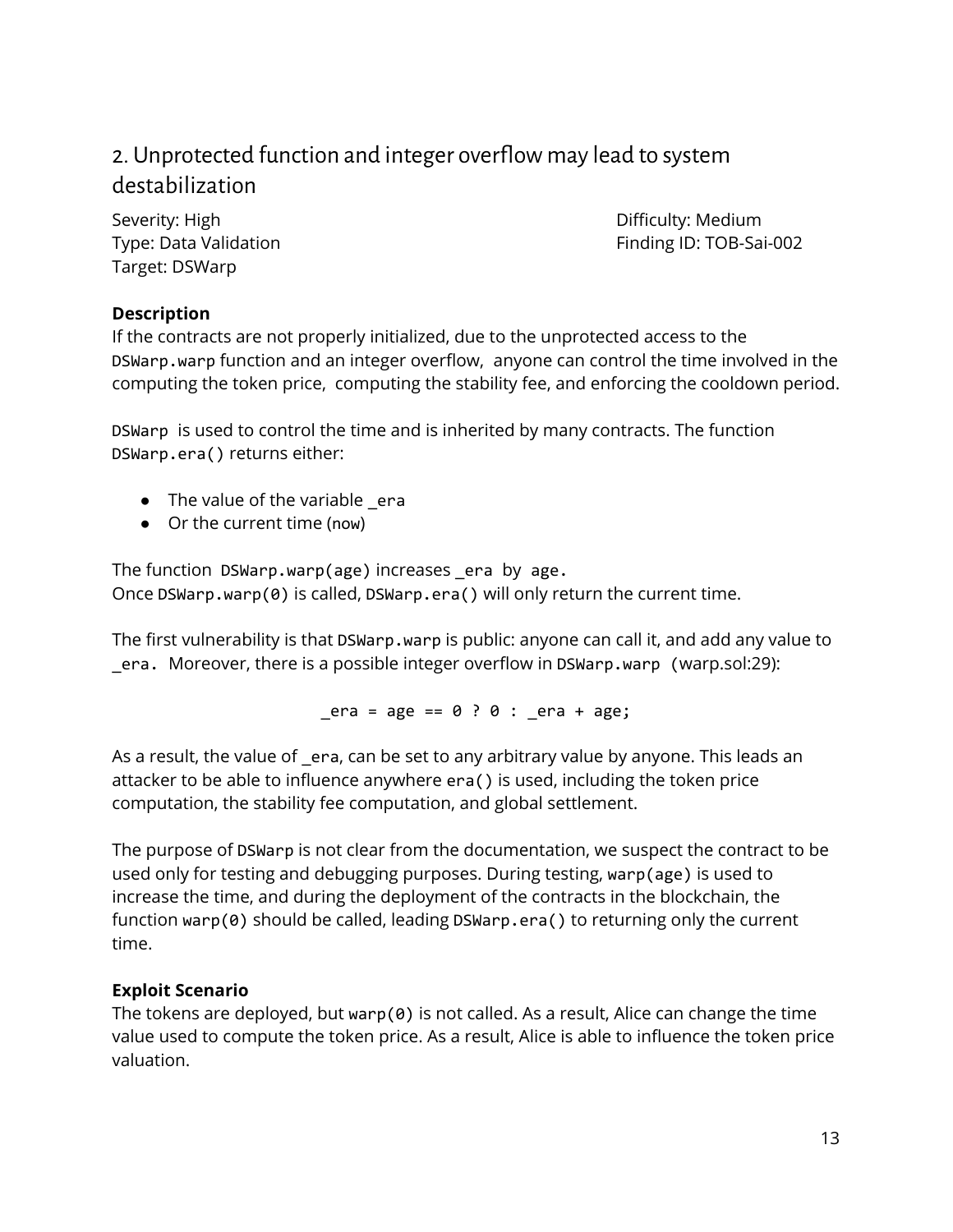## 2. Unprotected function and integer overflow may lead to system destabilization

Severity: High
Difficulty: Medium
Type: Data Validation
Finding ID: TOB-Sai-002
Target: DSWarp

**Description**

If the contracts are not properly initialized, due to the unprotected access to the `DSWarp.warp` function and an integer overflow, anyone can control the time involved in the computing the token price, computing the stability fee, and enforcing the cooldown period.

`DSWarp` is used to control the time and is inherited by many contracts. The function `DSWarp.era()` returns either:

- The value of the variable `_era`
- Or the current time (`now`)

The function `DSWarp.warp(age)` increases `_era` by `age`.
Once `DSWarp.warp(0)` is called, `DSWarp.era()` will only return the current time.

The first vulnerability is that `DSWarp.warp` is public: anyone can call it, and add any value to `_era`. Moreover, there is a possible integer overflow in `DSWarp.warp` (warp.sol:29):

```
_era = age == 0 ? 0 : _era + age;
```

As a result, the value of `_era`, can be set to any arbitrary value by anyone. This leads an attacker to be able to influence anywhere `era()` is used, including the token price computation, the stability fee computation, and global settlement.

The purpose of `DSWarp` is not clear from the documentation, we suspect the contract to be used only for testing and debugging purposes. During testing, `warp(age)` is used to increase the time, and during the deployment of the contracts in the blockchain, the function `warp(0)` should be called, leading `DSWarp.era()` to returning only the current time.

**Exploit Scenario**

The tokens are deployed, but `warp(0)` is not called. As a result, Alice can change the time value used to compute the token price. As a result, Alice is able to influence the token price valuation.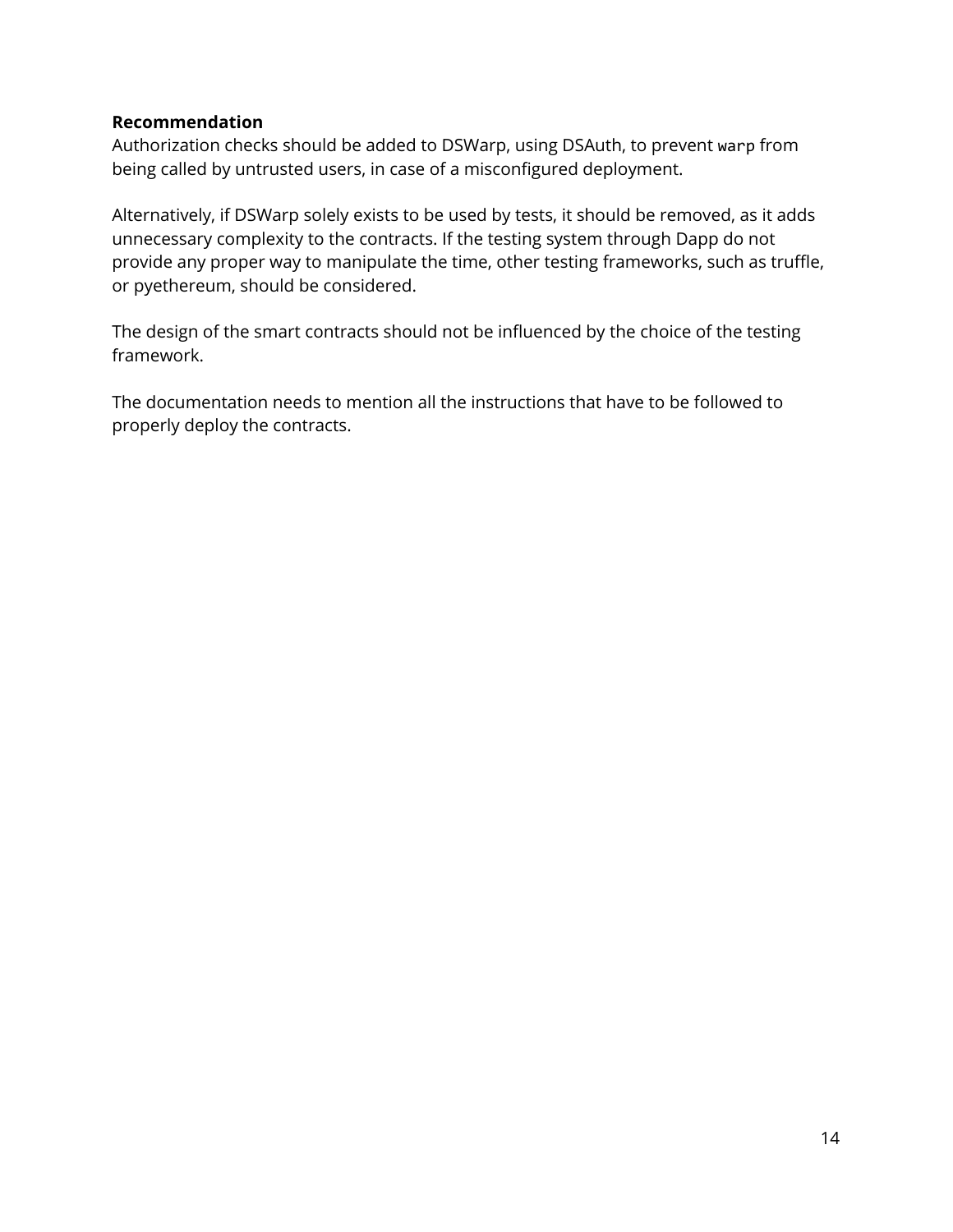**Recommendation**

Authorization checks should be added to DSWarp, using DSAuth, to prevent `warp` from being called by untrusted users, in case of a misconfigured deployment.

Alternatively, if DSWarp solely exists to be used by tests, it should be removed, as it adds unnecessary complexity to the contracts. If the testing system through Dapp do not provide any proper way to manipulate the time, other testing frameworks, such as truffle, or pyethereum, should be considered.

The design of the smart contracts should not be influenced by the choice of the testing framework.

The documentation needs to mention all the instructions that have to be followed to properly deploy the contracts.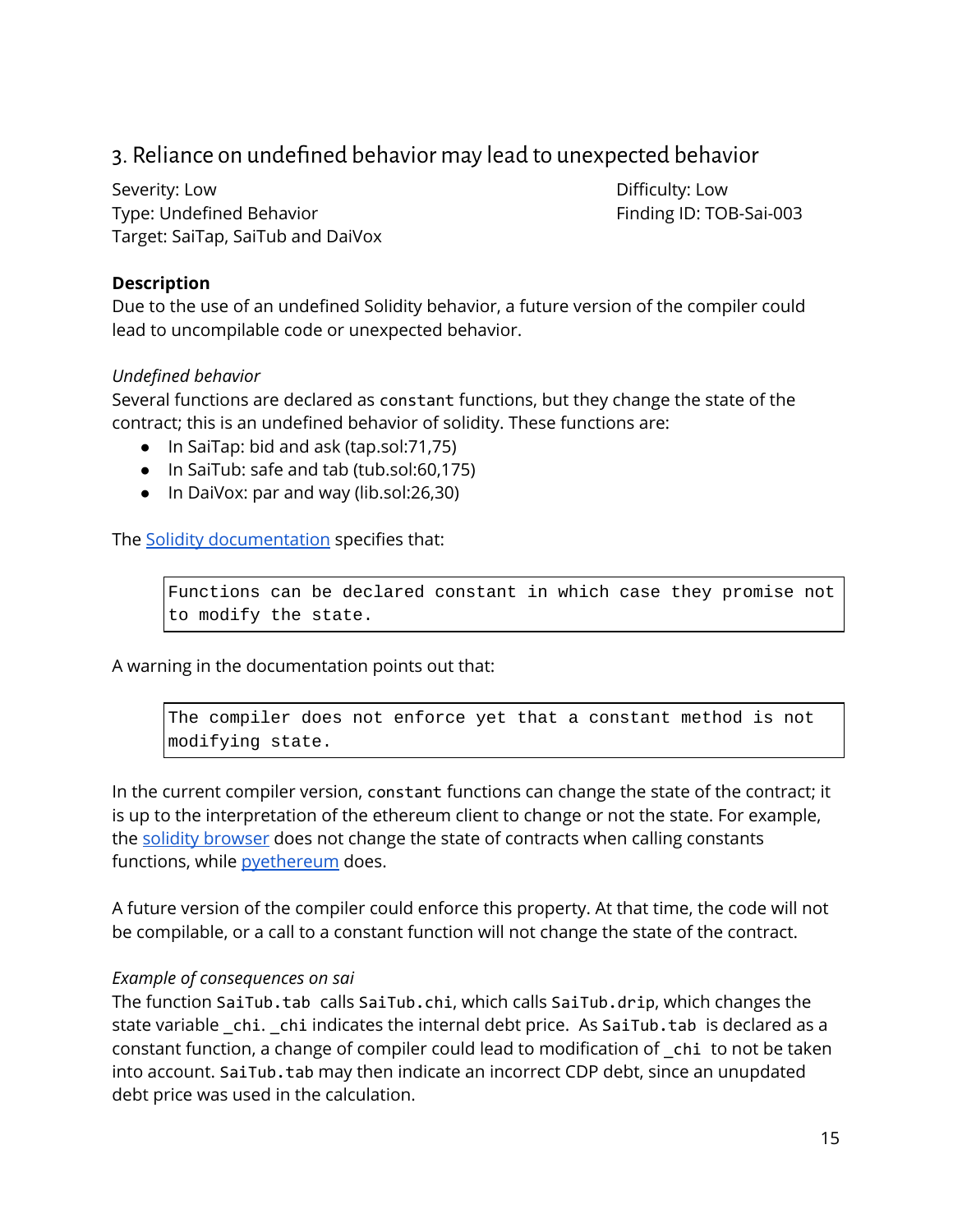## 3. Reliance on undefined behavior may lead to unexpected behavior

Severity: Low
Difficulty: Low
Type: Undefined Behavior
Finding ID: TOB-Sai-003
Target: SaiTap, SaiTub and DaiVox

### Description

Due to the use of an undefined Solidity behavior, a future version of the compiler could lead to uncompilable code or unexpected behavior.

*Undefined behavior*

Several functions are declared as `constant` functions, but they change the state of the contract; this is an undefined behavior of solidity. These functions are:

- In SaiTap: bid and ask (tap.sol:71,75)
- In SaiTub: safe and tab (tub.sol:60,175)
- In DaiVox: par and way (lib.sol:26,30)

The [Solidity documentation](https://solidity.readthedocs.io) specifies that:

```
Functions can be declared constant in which case they promise not
to modify the state.
```

A warning in the documentation points out that:

```
The compiler does not enforce yet that a constant method is not
modifying state.
```

In the current compiler version, `constant` functions can change the state of the contract; it is up to the interpretation of the ethereum client to change or not the state. For example, the solidity browser does not change the state of contracts when calling constants functions, while pyethereum does.

A future version of the compiler could enforce this property. At that time, the code will not be compilable, or a call to a constant function will not change the state of the contract.

*Example of consequences on sai*

The function `SaiTub.tab` calls `SaiTub.chi`, which calls `SaiTub.drip`, which changes the state variable _chi. _chi indicates the internal debt price. As `SaiTub.tab` is declared as a constant function, a change of compiler could lead to modification of `_chi` to not be taken into account. `SaiTub.tab` may then indicate an incorrect CDP debt, since an unupdated debt price was used in the calculation.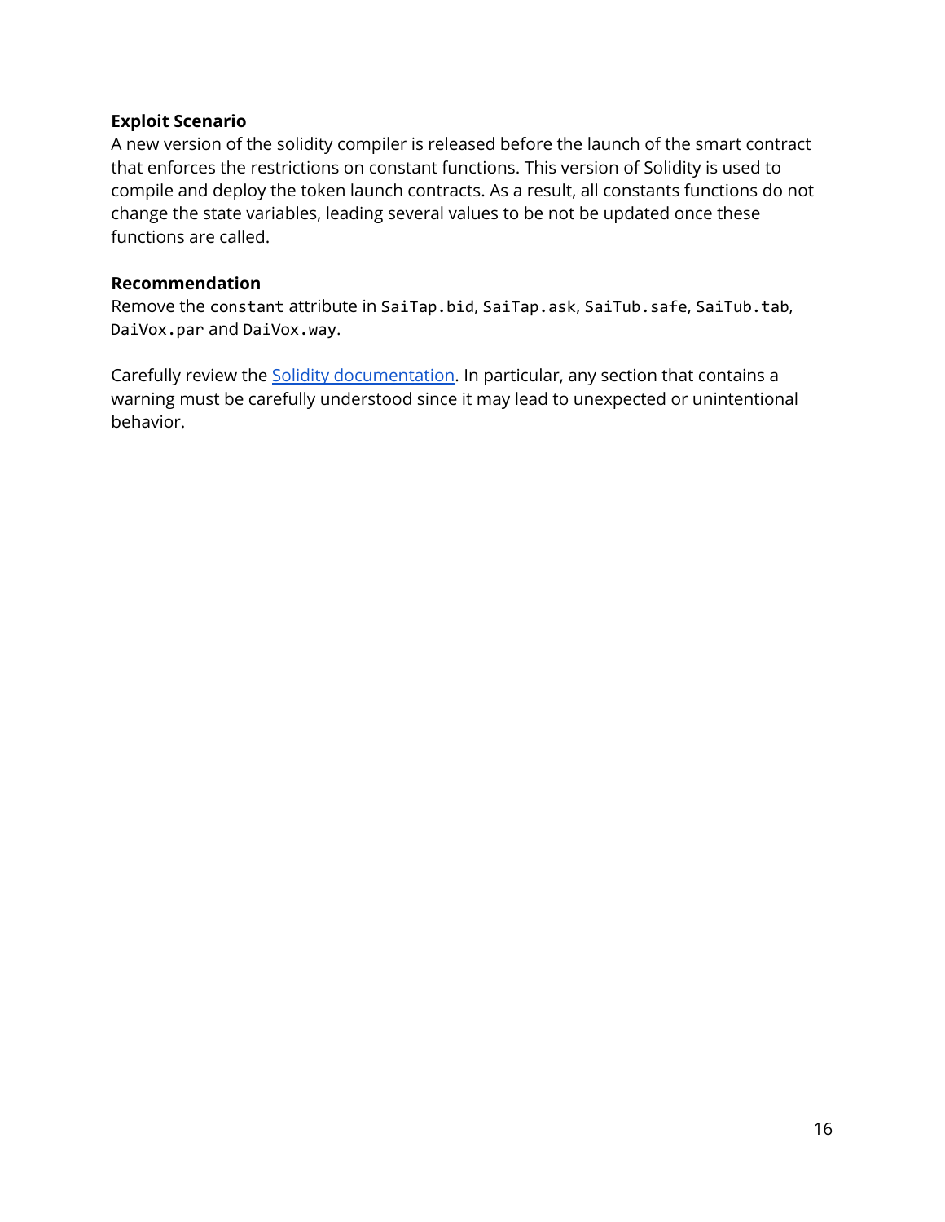**Exploit Scenario**

A new version of the solidity compiler is released before the launch of the smart contract that enforces the restrictions on constant functions. This version of Solidity is used to compile and deploy the token launch contracts. As a result, all constants functions do not change the state variables, leading several values to be not be updated once these functions are called.

**Recommendation**

Remove the `constant` attribute in `SaiTap.bid`, `SaiTap.ask`, `SaiTub.safe`, `SaiTub.tab`, `DaiVox.par` and `DaiVox.way`.

Carefully review the [Solidity documentation](). In particular, any section that contains a warning must be carefully understood since it may lead to unexpected or unintentional behavior.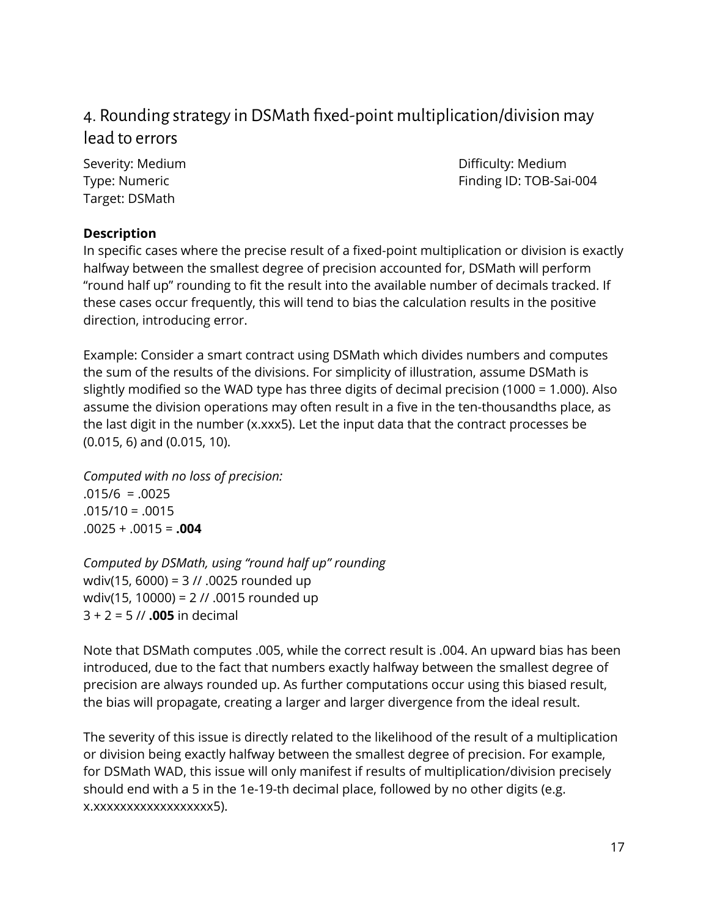## 4. Rounding strategy in DSMath fixed-point multiplication/division may lead to errors

Severity: Medium
Difficulty: Medium
Type: Numeric
Finding ID: TOB-Sai-004
Target: DSMath

**Description**

In specific cases where the precise result of a fixed-point multiplication or division is exactly halfway between the smallest degree of precision accounted for, DSMath will perform "round half up" rounding to fit the result into the available number of decimals tracked. If these cases occur frequently, this will tend to bias the calculation results in the positive direction, introducing error.

Example: Consider a smart contract using DSMath which divides numbers and computes the sum of the results of the divisions. For simplicity of illustration, assume DSMath is slightly modified so the WAD type has three digits of decimal precision (1000 = 1.000). Also assume the division operations may often result in a five in the ten-thousandths place, as the last digit in the number (x.xxx5). Let the input data that the contract processes be (0.015, 6) and (0.015, 10).

*Computed with no loss of precision:*
.015/6 = .0025
.015/10 = .0015
.0025 + .0015 = **.004**

*Computed by DSMath, using "round half up" rounding*
wdiv(15, 6000) = 3 // .0025 rounded up
wdiv(15, 10000) = 2 // .0015 rounded up
3 + 2 = 5 // **.005** in decimal

Note that DSMath computes .005, while the correct result is .004. An upward bias has been introduced, due to the fact that numbers exactly halfway between the smallest degree of precision are always rounded up. As further computations occur using this biased result, the bias will propagate, creating a larger and larger divergence from the ideal result.

The severity of this issue is directly related to the likelihood of the result of a multiplication or division being exactly halfway between the smallest degree of precision. For example, for DSMath WAD, this issue will only manifest if results of multiplication/division precisely should end with a 5 in the 1e-19-th decimal place, followed by no other digits (e.g. x.xxxxxxxxxxxxxxxxxx5).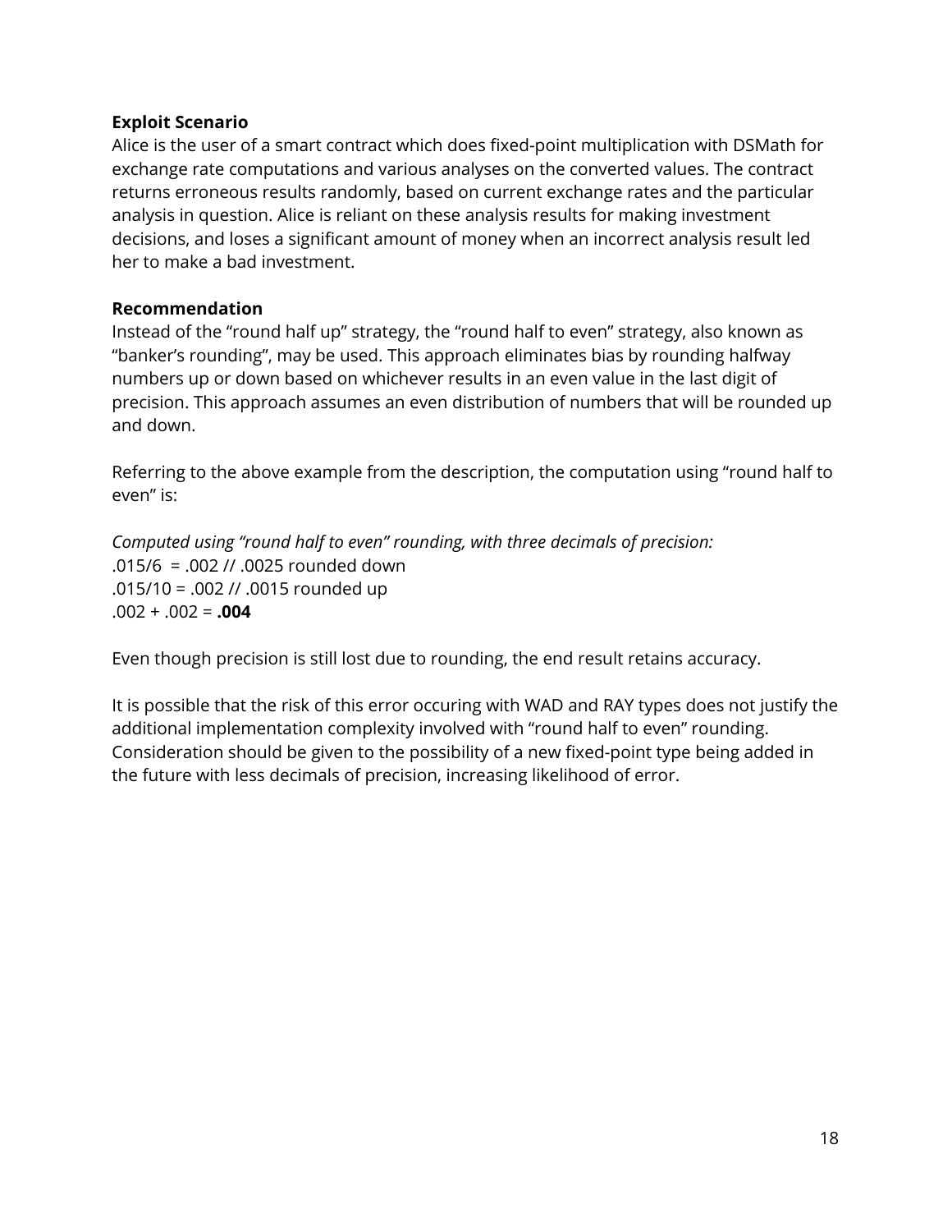**Exploit Scenario**

Alice is the user of a smart contract which does fixed-point multiplication with DSMath for exchange rate computations and various analyses on the converted values. The contract returns erroneous results randomly, based on current exchange rates and the particular analysis in question. Alice is reliant on these analysis results for making investment decisions, and loses a significant amount of money when an incorrect analysis result led her to make a bad investment.

**Recommendation**

Instead of the "round half up" strategy, the "round half to even" strategy, also known as "banker's rounding", may be used. This approach eliminates bias by rounding halfway numbers up or down based on whichever results in an even value in the last digit of precision. This approach assumes an even distribution of numbers that will be rounded up and down.

Referring to the above example from the description, the computation using "round half to even" is:

*Computed using "round half to even" rounding, with three decimals of precision:*
.015/6 = .002 // .0025 rounded down
.015/10 = .002 // .0015 rounded up
.002 + .002 = **.004**

Even though precision is still lost due to rounding, the end result retains accuracy.

It is possible that the risk of this error occuring with WAD and RAY types does not justify the additional implementation complexity involved with "round half to even" rounding. Consideration should be given to the possibility of a new fixed-point type being added in the future with less decimals of precision, increasing likelihood of error.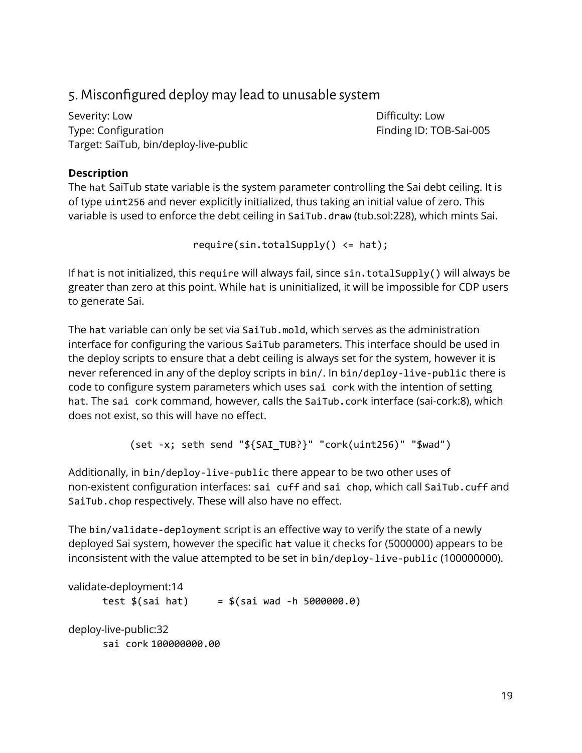## 5. Misconfigured deploy may lead to unusable system

Severity: Low
Difficulty: Low
Type: Configuration
Finding ID: TOB-Sai-005
Target: SaiTub, bin/deploy-live-public

**Description**

The `hat` SaiTub state variable is the system parameter controlling the Sai debt ceiling. It is of type `uint256` and never explicitly initialized, thus taking an initial value of zero. This variable is used to enforce the debt ceiling in `SaiTub.draw` (tub.sol:228), which mints Sai.

```
require(sin.totalSupply() <= hat);
```

If `hat` is not initialized, this `require` will always fail, since `sin.totalSupply()` will always be greater than zero at this point. While `hat` is uninitialized, it will be impossible for CDP users to generate Sai.

The `hat` variable can only be set via `SaiTub.mold`, which serves as the administration interface for configuring the various `SaiTub` parameters. This interface should be used in the deploy scripts to ensure that a debt ceiling is always set for the system, however it is never referenced in any of the deploy scripts in `bin/`. In `bin/deploy-live-public` there is code to configure system parameters which uses `sai cork` with the intention of setting `hat`. The `sai cork` command, however, calls the `SaiTub.cork` interface (sai-cork:8), which does not exist, so this will have no effect.

```
(set -x; seth send "${SAI_TUB?}" "cork(uint256)" "$wad")
```

Additionally, in `bin/deploy-live-public` there appear to be two other uses of non-existent configuration interfaces: `sai cuff` and `sai chop`, which call `SaiTub.cuff` and `SaiTub.chop` respectively. These will also have no effect.

The `bin/validate-deployment` script is an effective way to verify the state of a newly deployed Sai system, however the specific `hat` value it checks for (5000000) appears to be inconsistent with the value attempted to be set in `bin/deploy-live-public` (100000000).

validate-deployment:14

```
test $(sai hat)     = $(sai wad -h 5000000.0)
```

deploy-live-public:32

```
sai cork 100000000.00
```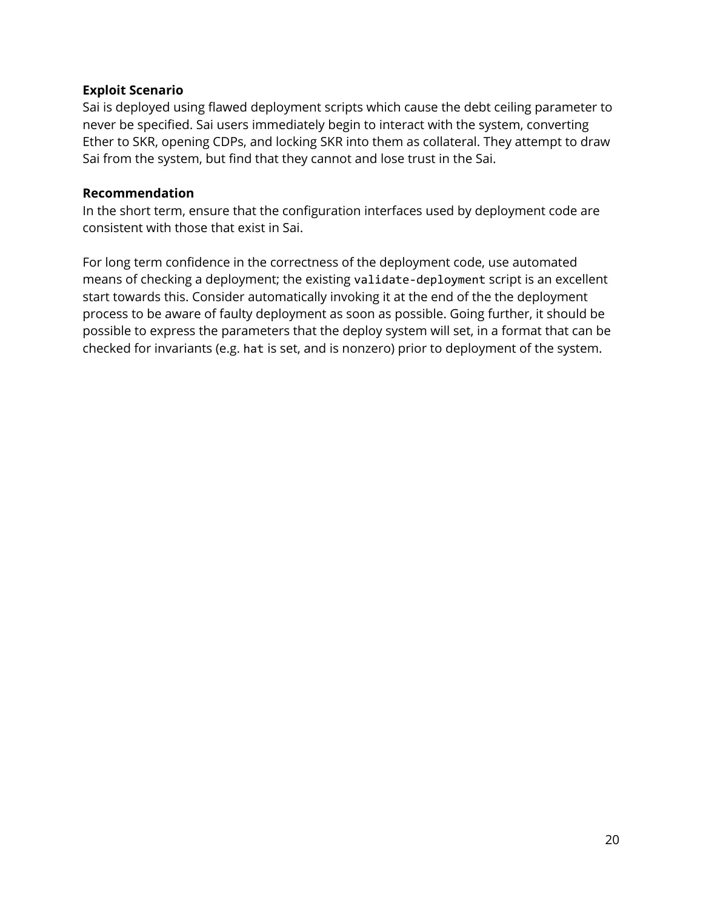**Exploit Scenario**

Sai is deployed using flawed deployment scripts which cause the debt ceiling parameter to never be specified. Sai users immediately begin to interact with the system, converting Ether to SKR, opening CDPs, and locking SKR into them as collateral. They attempt to draw Sai from the system, but find that they cannot and lose trust in the Sai.

**Recommendation**

In the short term, ensure that the configuration interfaces used by deployment code are consistent with those that exist in Sai.

For long term confidence in the correctness of the deployment code, use automated means of checking a deployment; the existing `validate-deployment` script is an excellent start towards this. Consider automatically invoking it at the end of the the deployment process to be aware of faulty deployment as soon as possible. Going further, it should be possible to express the parameters that the deploy system will set, in a format that can be checked for invariants (e.g. `hat` is set, and is nonzero) prior to deployment of the system.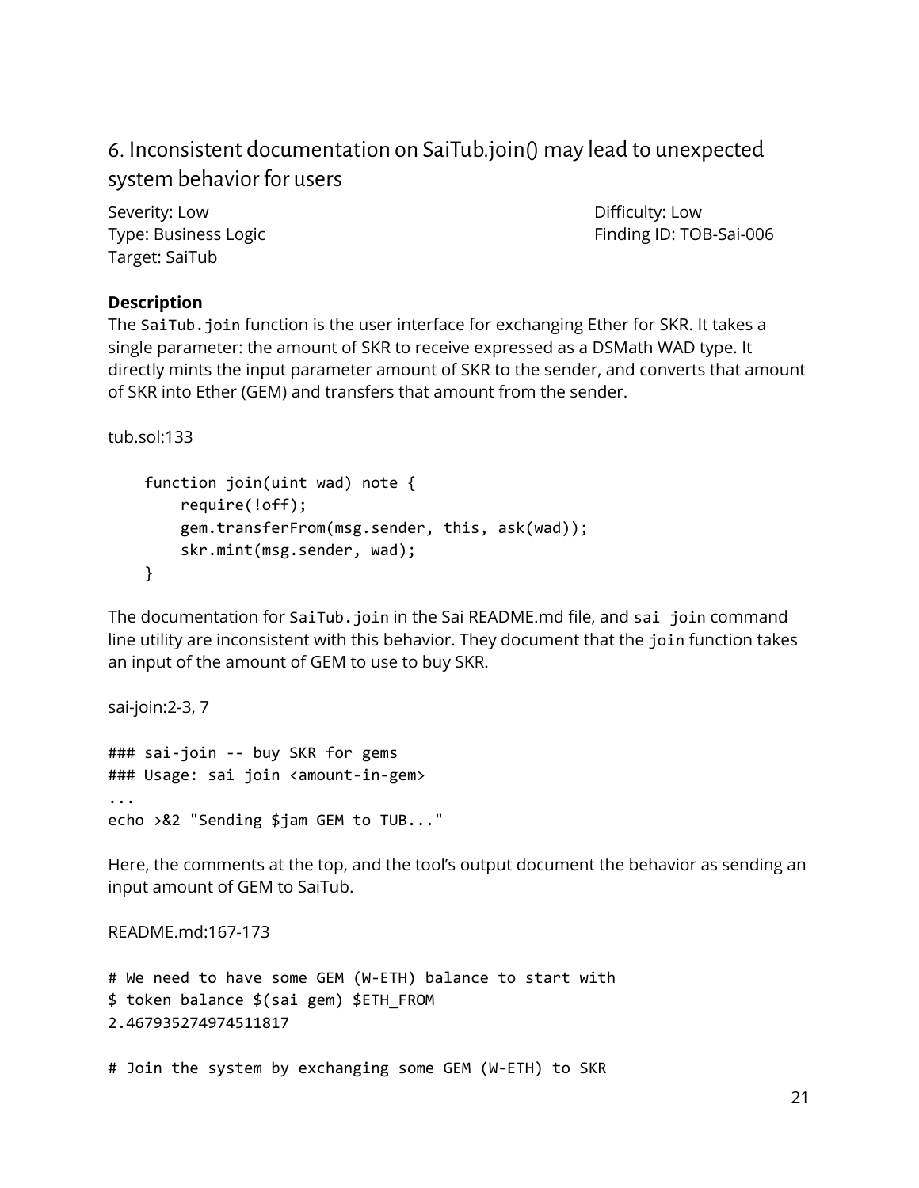## 6. Inconsistent documentation on SaiTub.join() may lead to unexpected system behavior for users

Severity: Low
Difficulty: Low
Type: Business Logic
Finding ID: TOB-Sai-006
Target: SaiTub

**Description**

The `SaiTub.join` function is the user interface for exchanging Ether for SKR. It takes a single parameter: the amount of SKR to receive expressed as a DSMath WAD type. It directly mints the input parameter amount of SKR to the sender, and converts that amount of SKR into Ether (GEM) and transfers that amount from the sender.

tub.sol:133

```
    function join(uint wad) note {
        require(!off);
        gem.transferFrom(msg.sender, this, ask(wad));
        skr.mint(msg.sender, wad);
    }
```

The documentation for `SaiTub.join` in the Sai README.md file, and `sai join` command line utility are inconsistent with this behavior. They document that the `join` function takes an input of the amount of GEM to use to buy SKR.

sai-join:2-3, 7

```
### sai-join -- buy SKR for gems
### Usage: sai join <amount-in-gem>
...
echo >&2 "Sending $jam GEM to TUB..."
```

Here, the comments at the top, and the tool's output document the behavior as sending an input amount of GEM to SaiTub.

README.md:167-173

```
# We need to have some GEM (W-ETH) balance to start with
$ token balance $(sai gem) $ETH_FROM
2.467935274974511817

# Join the system by exchanging some GEM (W-ETH) to SKR
```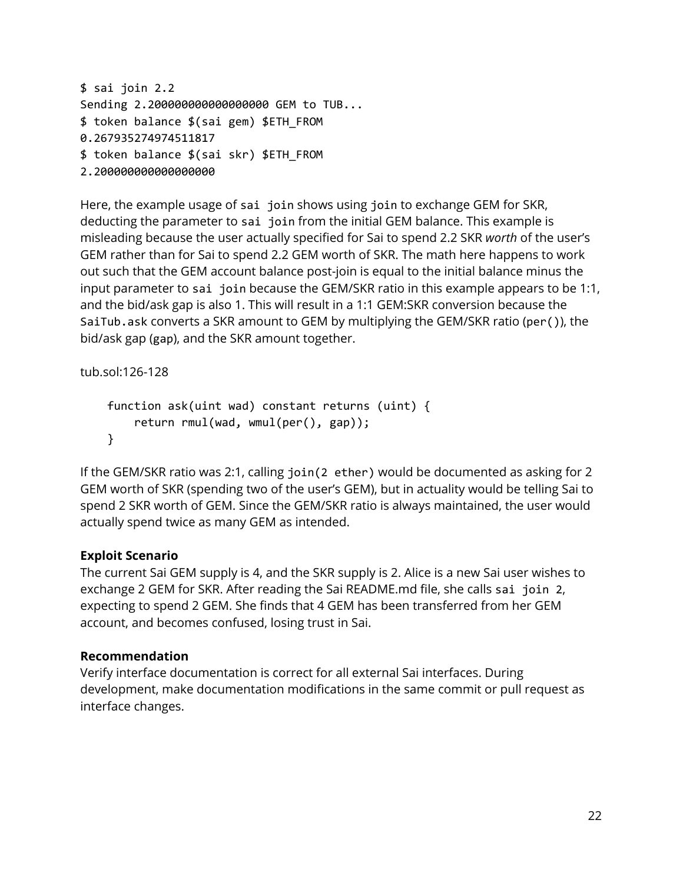```
$ sai join 2.2
Sending 2.200000000000000000 GEM to TUB...
$ token balance $(sai gem) $ETH_FROM
0.267935274974511817
$ token balance $(sai skr) $ETH_FROM
2.200000000000000000
```

Here, the example usage of `sai join` shows using `join` to exchange GEM for SKR, deducting the parameter to `sai join` from the initial GEM balance. This example is misleading because the user actually specified for Sai to spend 2.2 SKR *worth* of the user's GEM rather than for Sai to spend 2.2 GEM worth of SKR. The math here happens to work out such that the GEM account balance post-join is equal to the initial balance minus the input parameter to `sai join` because the GEM/SKR ratio in this example appears to be 1:1, and the bid/ask gap is also 1. This will result in a 1:1 GEM:SKR conversion because the `SaiTub.ask` converts a SKR amount to GEM by multiplying the GEM/SKR ratio (`per()`), the bid/ask gap (`gap`), and the SKR amount together.

tub.sol:126-128

```
    function ask(uint wad) constant returns (uint) {
        return rmul(wad, wmul(per(), gap));
    }
```

If the GEM/SKR ratio was 2:1, calling `join(2 ether)` would be documented as asking for 2 GEM worth of SKR (spending two of the user's GEM), but in actuality would be telling Sai to spend 2 SKR worth of GEM. Since the GEM/SKR ratio is always maintained, the user would actually spend twice as many GEM as intended.

**Exploit Scenario**

The current Sai GEM supply is 4, and the SKR supply is 2. Alice is a new Sai user wishes to exchange 2 GEM for SKR. After reading the Sai README.md file, she calls `sai join 2`, expecting to spend 2 GEM. She finds that 4 GEM has been transferred from her GEM account, and becomes confused, losing trust in Sai.

**Recommendation**

Verify interface documentation is correct for all external Sai interfaces. During development, make documentation modifications in the same commit or pull request as interface changes.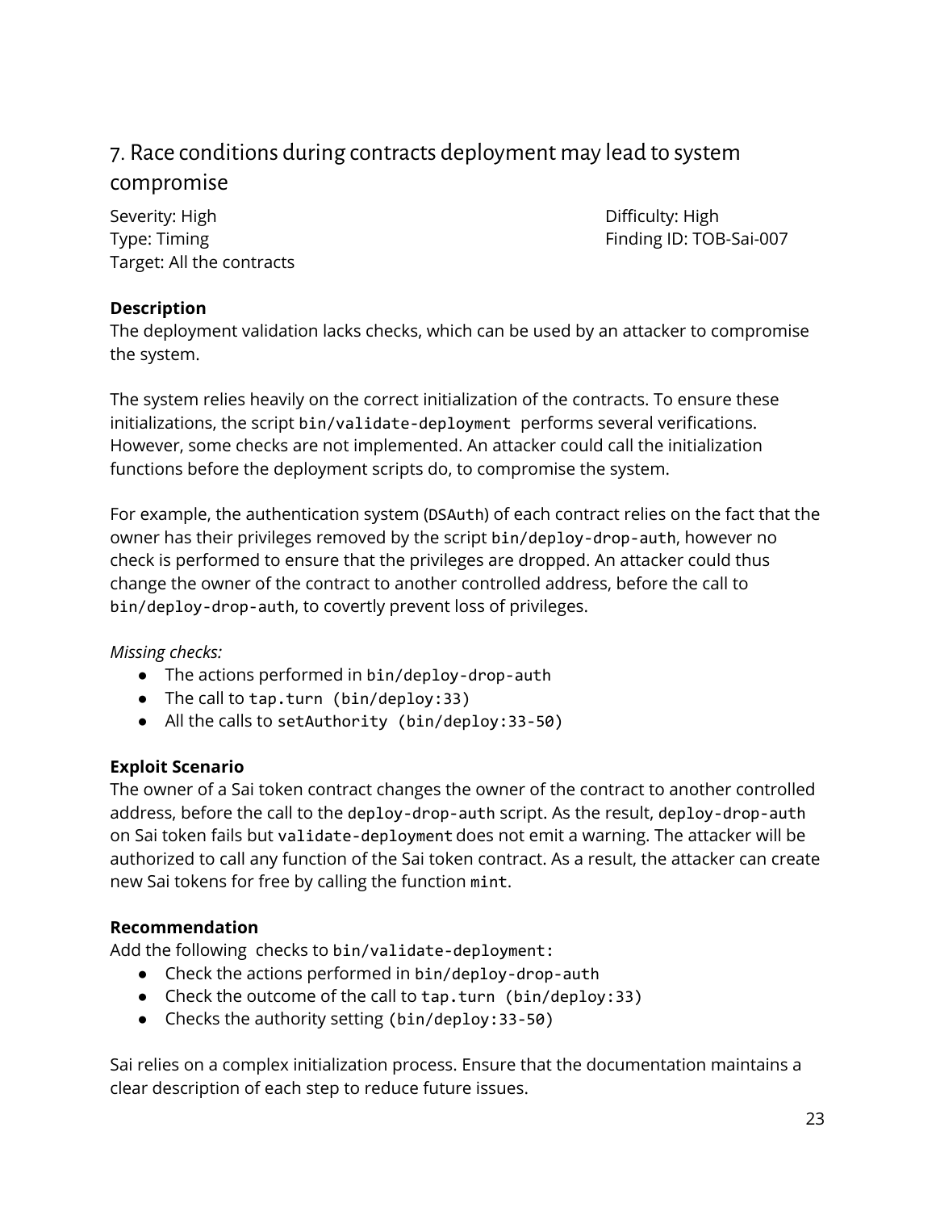## 7. Race conditions during contracts deployment may lead to system compromise

Severity: High
Difficulty: High
Type: Timing
Finding ID: TOB-Sai-007
Target: All the contracts

**Description**

The deployment validation lacks checks, which can be used by an attacker to compromise the system.

The system relies heavily on the correct initialization of the contracts. To ensure these initializations, the script `bin/validate-deployment` performs several verifications. However, some checks are not implemented. An attacker could call the initialization functions before the deployment scripts do, to compromise the system.

For example, the authentication system (`DSAuth`) of each contract relies on the fact that the owner has their privileges removed by the script `bin/deploy-drop-auth`, however no check is performed to ensure that the privileges are dropped. An attacker could thus change the owner of the contract to another controlled address, before the call to `bin/deploy-drop-auth`, to covertly prevent loss of privileges.

*Missing checks:*

- The actions performed in `bin/deploy-drop-auth`
- The call to `tap.turn (bin/deploy:33)`
- All the calls to `setAuthority (bin/deploy:33-50)`

**Exploit Scenario**

The owner of a Sai token contract changes the owner of the contract to another controlled address, before the call to the `deploy-drop-auth` script. As the result, `deploy-drop-auth` on Sai token fails but `validate-deployment` does not emit a warning. The attacker will be authorized to call any function of the Sai token contract. As a result, the attacker can create new Sai tokens for free by calling the function `mint`.

**Recommendation**

Add the following checks to `bin/validate-deployment:`

- Check the actions performed in `bin/deploy-drop-auth`
- Check the outcome of the call to `tap.turn (bin/deploy:33)`
- Checks the authority setting `(bin/deploy:33-50)`

Sai relies on a complex initialization process. Ensure that the documentation maintains a clear description of each step to reduce future issues.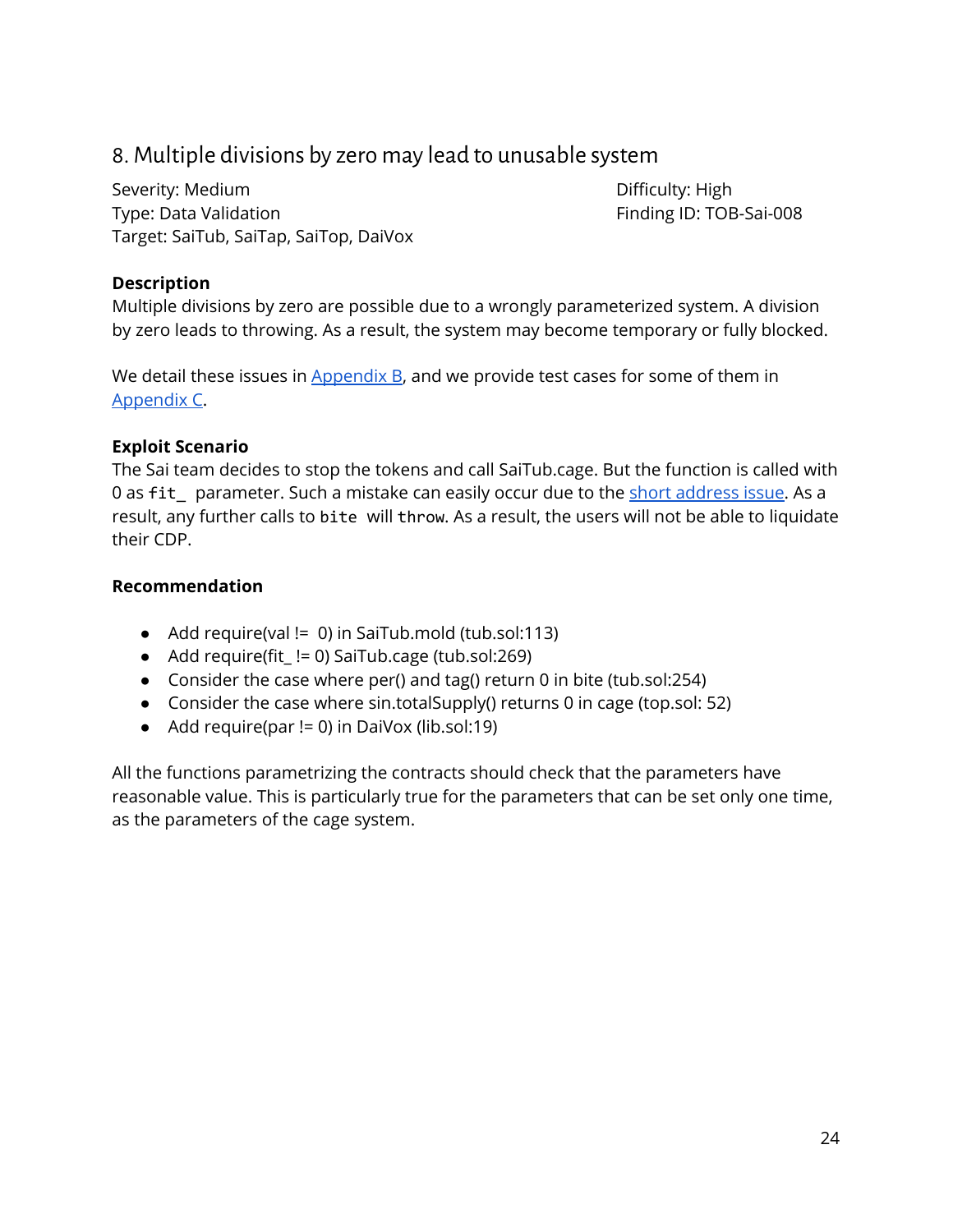## 8. Multiple divisions by zero may lead to unusable system

Severity: Medium
Difficulty: High
Type: Data Validation
Finding ID: TOB-Sai-008
Target: SaiTub, SaiTap, SaiTop, DaiVox

**Description**

Multiple divisions by zero are possible due to a wrongly parameterized system. A division by zero leads to throwing. As a result, the system may become temporary or fully blocked.

We detail these issues in Appendix B, and we provide test cases for some of them in Appendix C.

**Exploit Scenario**

The Sai team decides to stop the tokens and call SaiTub.cage. But the function is called with 0 as `fit_` parameter. Such a mistake can easily occur due to the short address issue. As a result, any further calls to `bite` will `throw`. As a result, the users will not be able to liquidate their CDP.

**Recommendation**

- Add require(val != 0) in SaiTub.mold (tub.sol:113)
- Add require(fit_ != 0) SaiTub.cage (tub.sol:269)
- Consider the case where per() and tag() return 0 in bite (tub.sol:254)
- Consider the case where sin.totalSupply() returns 0 in cage (top.sol: 52)
- Add require(par != 0) in DaiVox (lib.sol:19)

All the functions parametrizing the contracts should check that the parameters have reasonable value. This is particularly true for the parameters that can be set only one time, as the parameters of the cage system.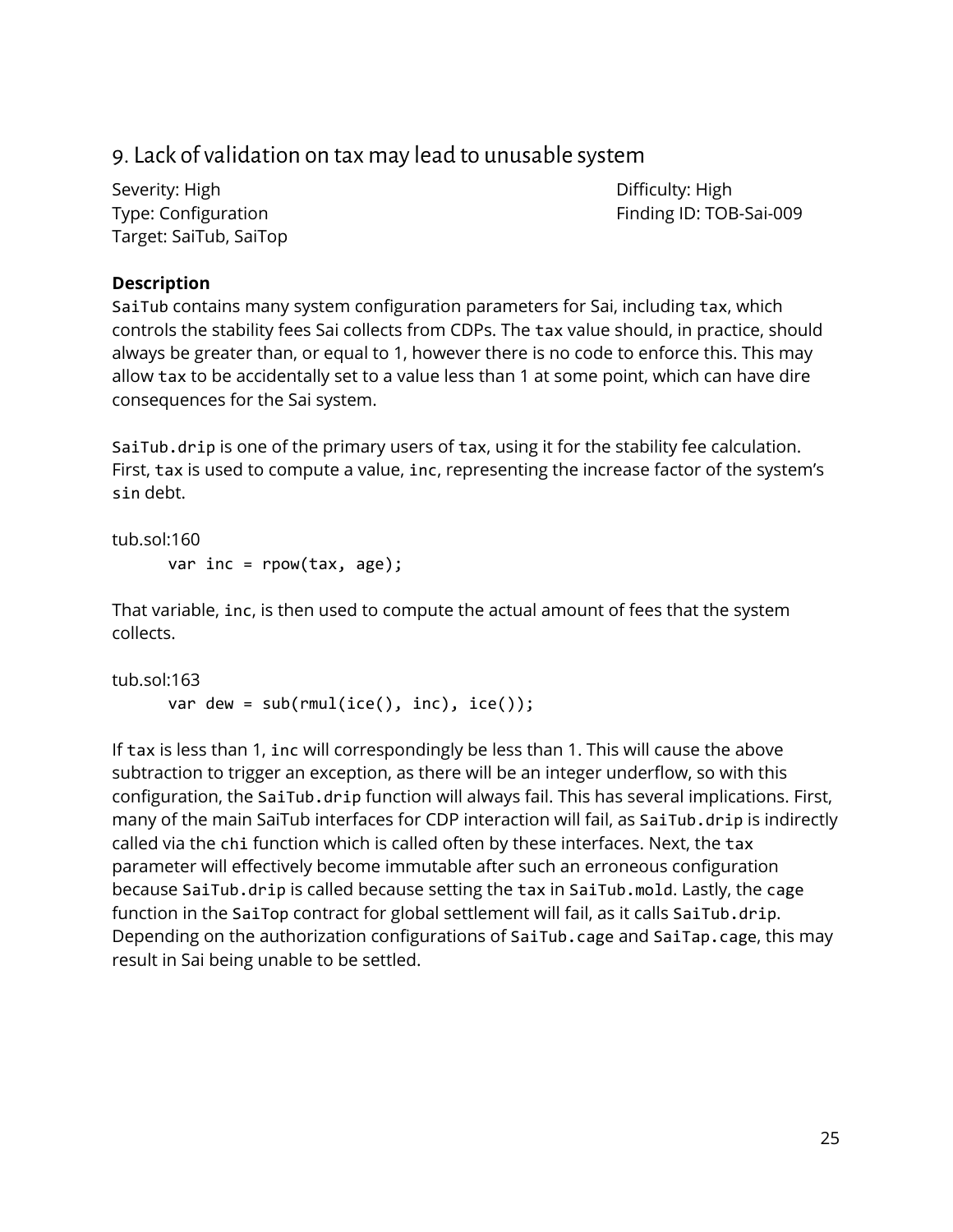## 9. Lack of validation on tax may lead to unusable system

Severity: High
Difficulty: High
Type: Configuration
Finding ID: TOB-Sai-009
Target: SaiTub, SaiTop

**Description**

`SaiTub` contains many system configuration parameters for Sai, including `tax`, which controls the stability fees Sai collects from CDPs. The `tax` value should, in practice, should always be greater than, or equal to 1, however there is no code to enforce this. This may allow `tax` to be accidentally set to a value less than 1 at some point, which can have dire consequences for the Sai system.

`SaiTub.drip` is one of the primary users of `tax`, using it for the stability fee calculation. First, `tax` is used to compute a value, `inc`, representing the increase factor of the system's `sin` debt.

tub.sol:160

```
var inc = rpow(tax, age);
```

That variable, `inc`, is then used to compute the actual amount of fees that the system collects.

tub.sol:163

```
var dew = sub(rmul(ice(), inc), ice());
```

If `tax` is less than 1, `inc` will correspondingly be less than 1. This will cause the above subtraction to trigger an exception, as there will be an integer underflow, so with this configuration, the `SaiTub.drip` function will always fail. This has several implications. First, many of the main SaiTub interfaces for CDP interaction will fail, as `SaiTub.drip` is indirectly called via the `chi` function which is called often by these interfaces. Next, the `tax` parameter will effectively become immutable after such an erroneous configuration because `SaiTub.drip` is called because setting the `tax` in `SaiTub.mold`. Lastly, the `cage` function in the `SaiTop` contract for global settlement will fail, as it calls `SaiTub.drip`. Depending on the authorization configurations of `SaiTub.cage` and `SaiTap.cage`, this may result in Sai being unable to be settled.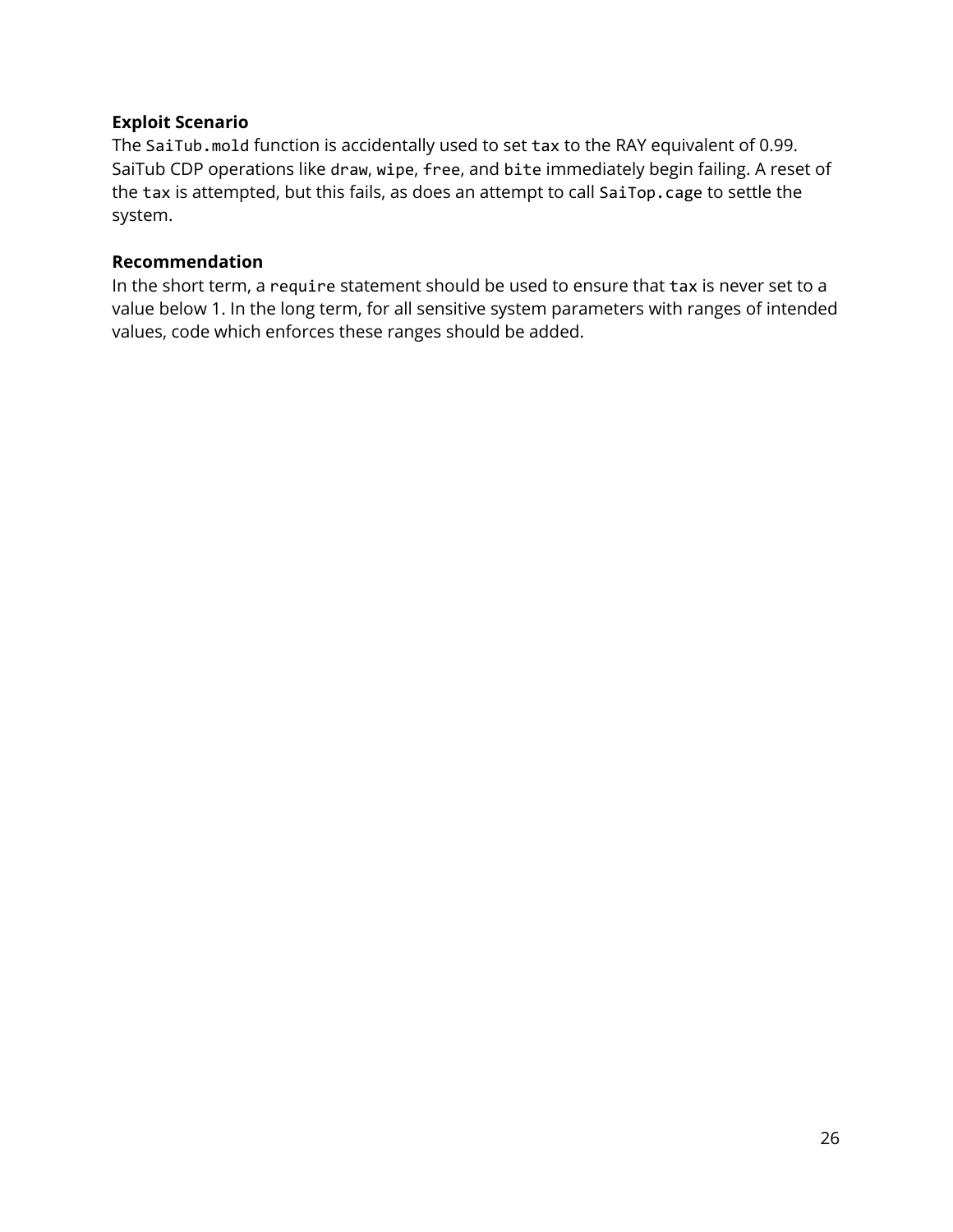**Exploit Scenario**

The `SaiTub.mold` function is accidentally used to set `tax` to the RAY equivalent of 0.99. SaiTub CDP operations like `draw`, `wipe`, `free`, and `bite` immediately begin failing. A reset of the `tax` is attempted, but this fails, as does an attempt to call `SaiTop.cage` to settle the system.

**Recommendation**

In the short term, a `require` statement should be used to ensure that `tax` is never set to a value below 1. In the long term, for all sensitive system parameters with ranges of intended values, code which enforces these ranges should be added.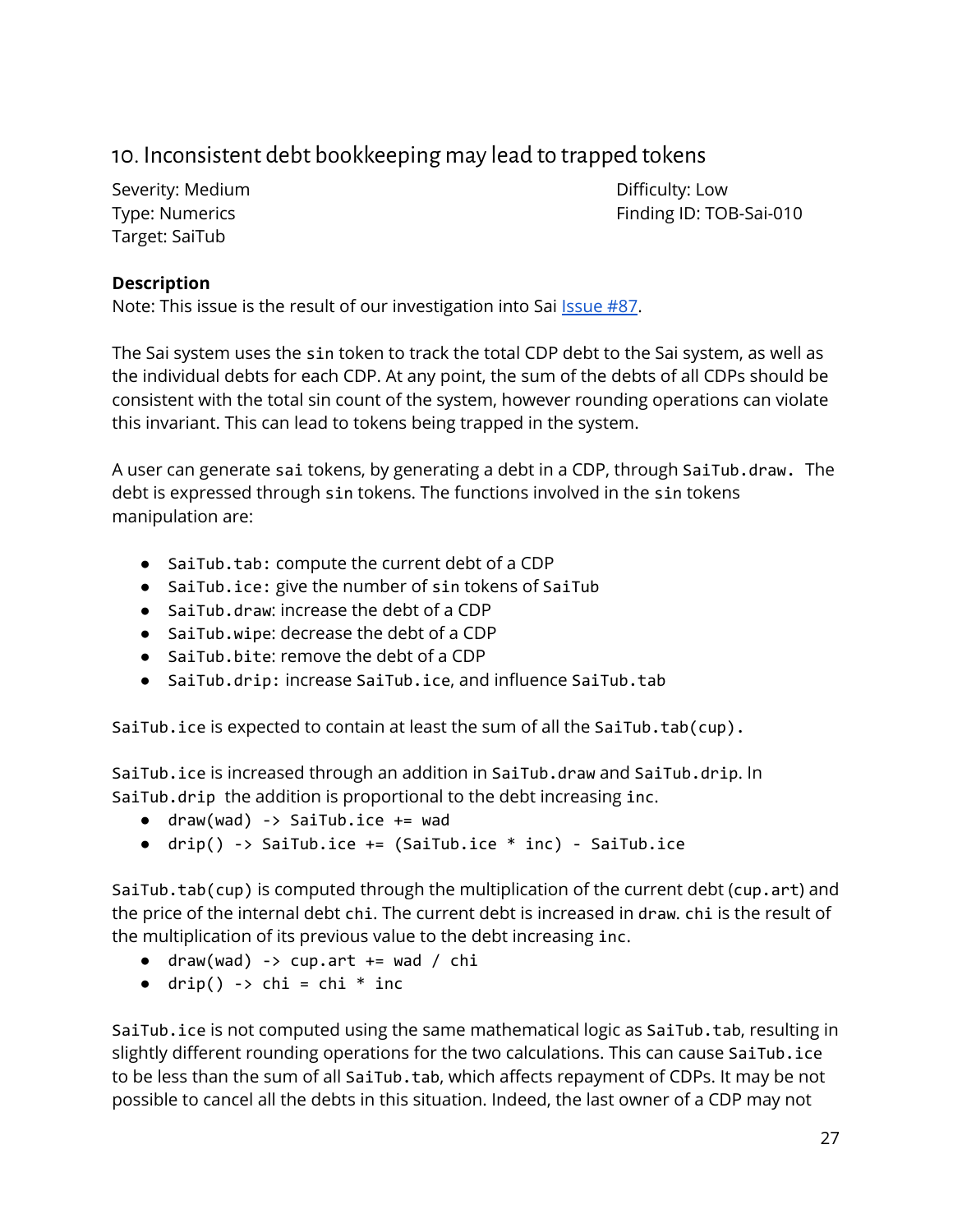## 10. Inconsistent debt bookkeeping may lead to trapped tokens

Severity: Medium
Difficulty: Low
Type: Numerics
Finding ID: TOB-Sai-010
Target: SaiTub

### Description

Note: This issue is the result of our investigation into Sai Issue #87.

The Sai system uses the `sin` token to track the total CDP debt to the Sai system, as well as the individual debts for each CDP. At any point, the sum of the debts of all CDPs should be consistent with the total sin count of the system, however rounding operations can violate this invariant. This can lead to tokens being trapped in the system.

A user can generate `sai` tokens, by generating a debt in a CDP, through `SaiTub.draw`. The debt is expressed through `sin` tokens. The functions involved in the `sin` tokens manipulation are:

- `SaiTub.tab`: compute the current debt of a CDP
- `SaiTub.ice`: give the number of `sin` tokens of `SaiTub`
- `SaiTub.draw`: increase the debt of a CDP
- `SaiTub.wipe`: decrease the debt of a CDP
- `SaiTub.bite`: remove the debt of a CDP
- `SaiTub.drip`: increase `SaiTub.ice`, and influence `SaiTub.tab`

`SaiTub.ice` is expected to contain at least the sum of all the `SaiTub.tab(cup)`.

`SaiTub.ice` is increased through an addition in `SaiTub.draw` and `SaiTub.drip`. In `SaiTub.drip` the addition is proportional to the debt increasing `inc`.

- `draw(wad) -> SaiTub.ice += wad`
- `drip() -> SaiTub.ice += (SaiTub.ice * inc) - SaiTub.ice`

`SaiTub.tab(cup)` is computed through the multiplication of the current debt (`cup.art`) and the price of the internal debt `chi`. The current debt is increased in `draw`. `chi` is the result of the multiplication of its previous value to the debt increasing `inc`.

- `draw(wad) -> cup.art += wad / chi`
- `drip() -> chi = chi * inc`

`SaiTub.ice` is not computed using the same mathematical logic as `SaiTub.tab`, resulting in slightly different rounding operations for the two calculations. This can cause `SaiTub.ice` to be less than the sum of all `SaiTub.tab`, which affects repayment of CDPs. It may be not possible to cancel all the debts in this situation. Indeed, the last owner of a CDP may not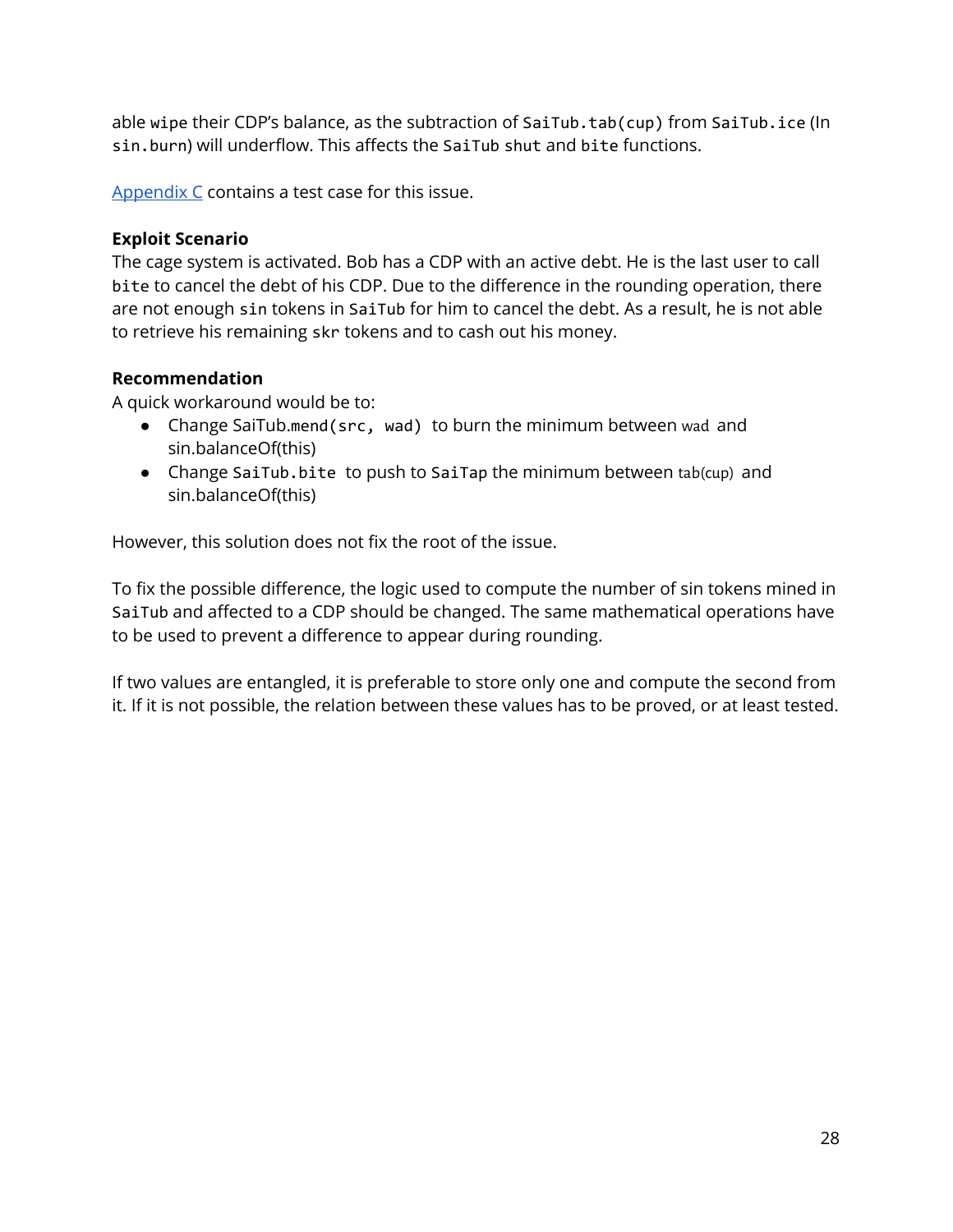able `wipe` their CDP's balance, as the subtraction of `SaiTub.tab(cup)` from `SaiTub.ice` (In `sin.burn`) will underflow. This affects the `SaiTub` `shut` and `bite` functions.

Appendix C contains a test case for this issue.

**Exploit Scenario**

The cage system is activated. Bob has a CDP with an active debt. He is the last user to call `bite` to cancel the debt of his CDP. Due to the difference in the rounding operation, there are not enough `sin` tokens in `SaiTub` for him to cancel the debt. As a result, he is not able to retrieve his remaining `skr` tokens and to cash out his money.

**Recommendation**

A quick workaround would be to:

- Change SaiTub.`mend(src, wad)` to burn the minimum between `wad` and sin.balanceOf(this)
- Change `SaiTub.bite` to push to `SaiTap` the minimum between `tab(cup)` and sin.balanceOf(this)

However, this solution does not fix the root of the issue.

To fix the possible difference, the logic used to compute the number of sin tokens mined in `SaiTub` and affected to a CDP should be changed. The same mathematical operations have to be used to prevent a difference to appear during rounding.

If two values are entangled, it is preferable to store only one and compute the second from it. If it is not possible, the relation between these values has to be proved, or at least tested.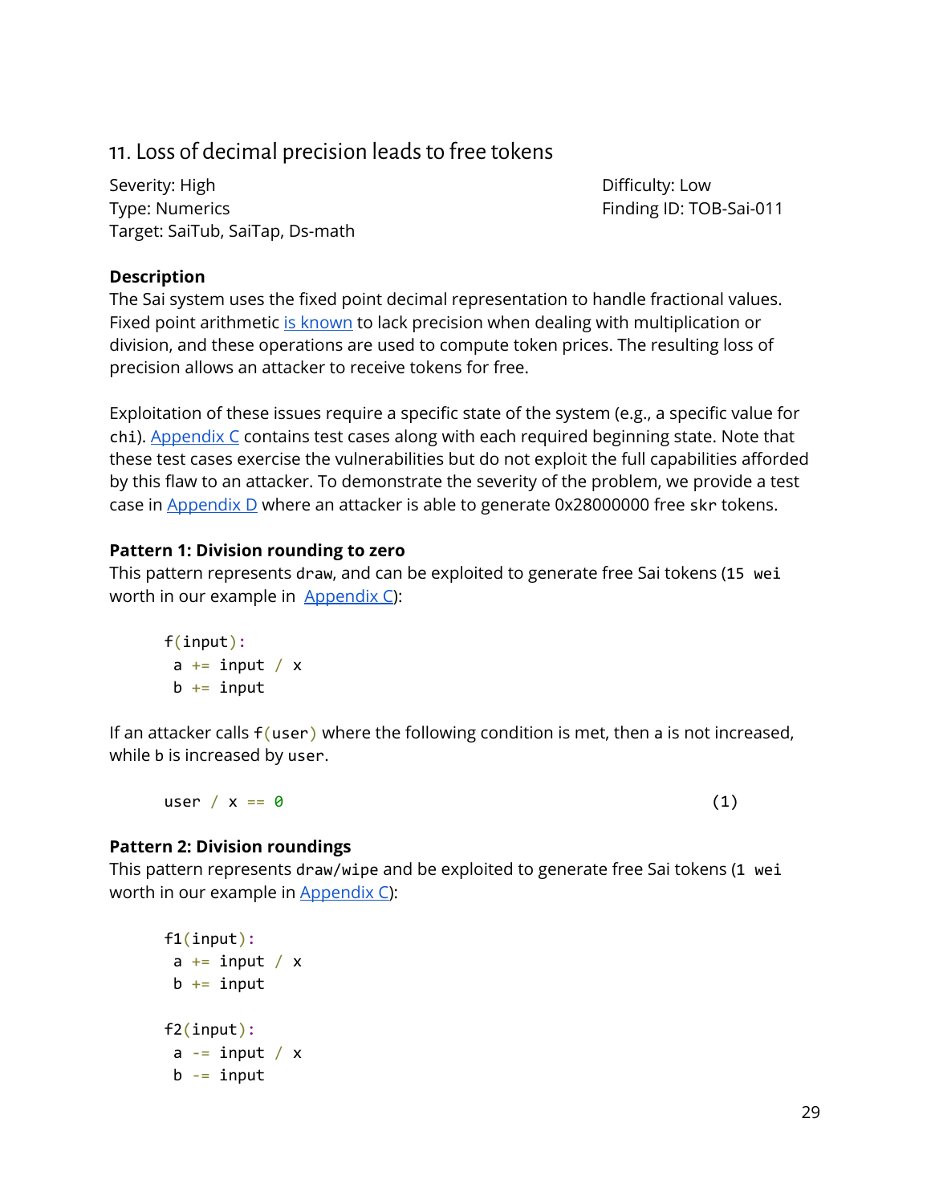## 11. Loss of decimal precision leads to free tokens

Severity: High
Type: Numerics
Target: SaiTub, SaiTap, Ds-math

Difficulty: Low
Finding ID: TOB-Sai-011

**Description**

The Sai system uses the fixed point decimal representation to handle fractional values. Fixed point arithmetic is known to lack precision when dealing with multiplication or division, and these operations are used to compute token prices. The resulting loss of precision allows an attacker to receive tokens for free.

Exploitation of these issues require a specific state of the system (e.g., a specific value for `chi`). Appendix C contains test cases along with each required beginning state. Note that these test cases exercise the vulnerabilities but do not exploit the full capabilities afforded by this flaw to an attacker. To demonstrate the severity of the problem, we provide a test case in Appendix D where an attacker is able to generate 0x28000000 free `skr` tokens.

**Pattern 1: Division rounding to zero**

This pattern represents `draw`, and can be exploited to generate free Sai tokens (`15 wei` worth in our example in Appendix C):

```
f(input):
 a += input / x
 b += input
```

If an attacker calls `f(user)` where the following condition is met, then `a` is not increased, while `b` is increased by `user`.

```
user / x == 0                                                  (1)
```

**Pattern 2: Division roundings**

This pattern represents `draw`/`wipe` and be exploited to generate free Sai tokens (`1 wei` worth in our example in Appendix C):

```
f1(input):
 a += input / x
 b += input

f2(input):
 a -= input / x
 b -= input
```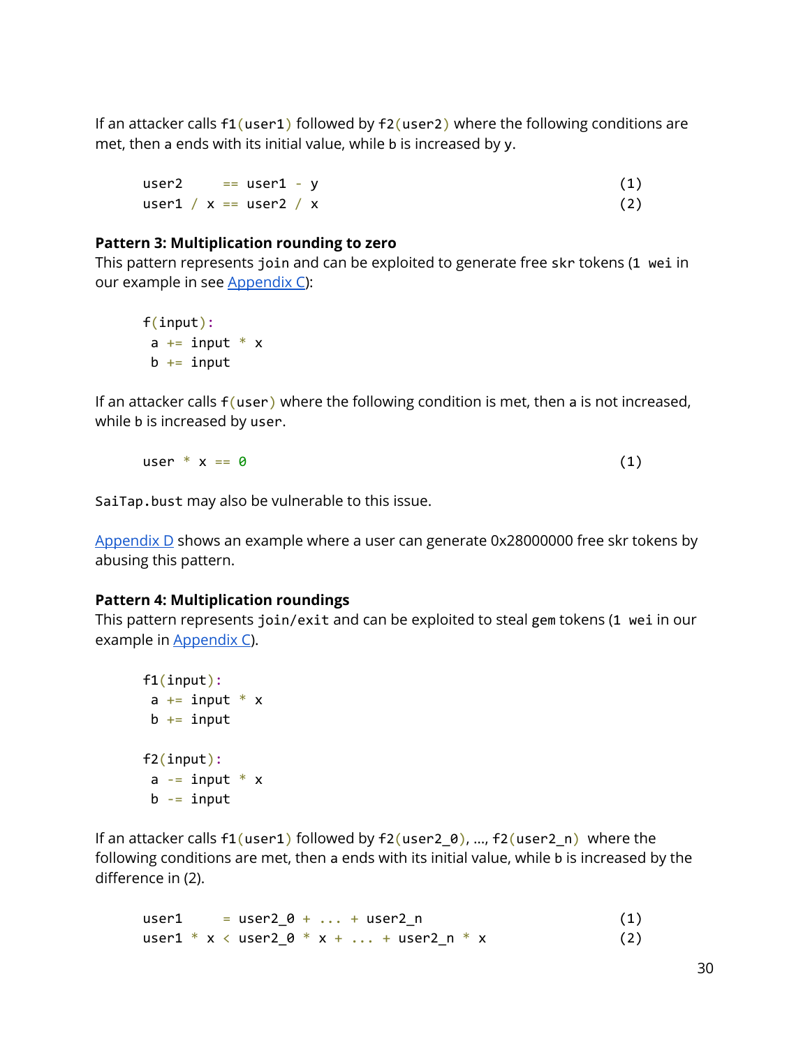If an attacker calls `f1(user1)` followed by `f2(user2)` where the following conditions are met, then `a` ends with its initial value, while `b` is increased by `y`.

```
user2      == user1 - y                                    (1)
user1 / x == user2 / x                                    (2)
```

**Pattern 3: Multiplication rounding to zero**
This pattern represents `join` and can be exploited to generate free `skr` tokens (`1 wei` in our example in see Appendix C):

```
f(input):
 a += input * x
 b += input
```

If an attacker calls `f(user)` where the following condition is met, then `a` is not increased, while `b` is increased by `user`.

```
user * x == 0                                             (1)
```

`SaiTap.bust` may also be vulnerable to this issue.

Appendix D shows an example where a user can generate 0x28000000 free skr tokens by abusing this pattern.

**Pattern 4: Multiplication roundings**
This pattern represents `join/exit` and can be exploited to steal `gem` tokens (`1 wei` in our example in Appendix C).

```
f1(input):
 a += input * x
 b += input

f2(input):
 a -= input * x
 b -= input
```

If an attacker calls `f1(user1)` followed by `f2(user2_0)`, ..., `f2(user2_n)` where the following conditions are met, then `a` ends with its initial value, while `b` is increased by the difference in (2).

```
user1      = user2_0 + ... + user2_n                       (1)
user1 * x < user2_0 * x + ... + user2_n * x               (2)
```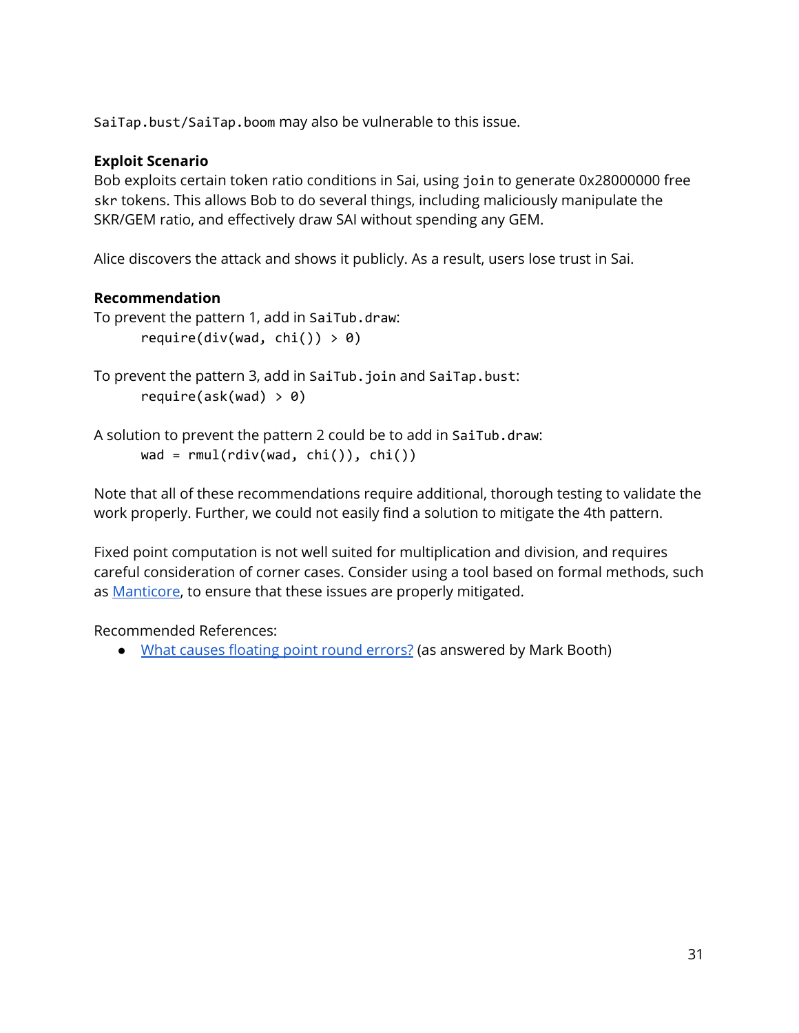`SaiTap.bust`/`SaiTap.boom` may also be vulnerable to this issue.

**Exploit Scenario**

Bob exploits certain token ratio conditions in Sai, using `join` to generate 0x28000000 free `skr` tokens. This allows Bob to do several things, including maliciously manipulate the SKR/GEM ratio, and effectively draw SAI without spending any GEM.

Alice discovers the attack and shows it publicly. As a result, users lose trust in Sai.

**Recommendation**

To prevent the pattern 1, add in `SaiTub.draw`:

```
require(div(wad, chi()) > 0)
```

To prevent the pattern 3, add in `SaiTub.join` and `SaiTap.bust`:

```
require(ask(wad) > 0)
```

A solution to prevent the pattern 2 could be to add in `SaiTub.draw`:

```
wad = rmul(rdiv(wad, chi()), chi())
```

Note that all of these recommendations require additional, thorough testing to validate the work properly. Further, we could not easily find a solution to mitigate the 4th pattern.

Fixed point computation is not well suited for multiplication and division, and requires careful consideration of corner cases. Consider using a tool based on formal methods, such as [Manticore](), to ensure that these issues are properly mitigated.

Recommended References:

- [What causes floating point round errors?]() (as answered by Mark Booth)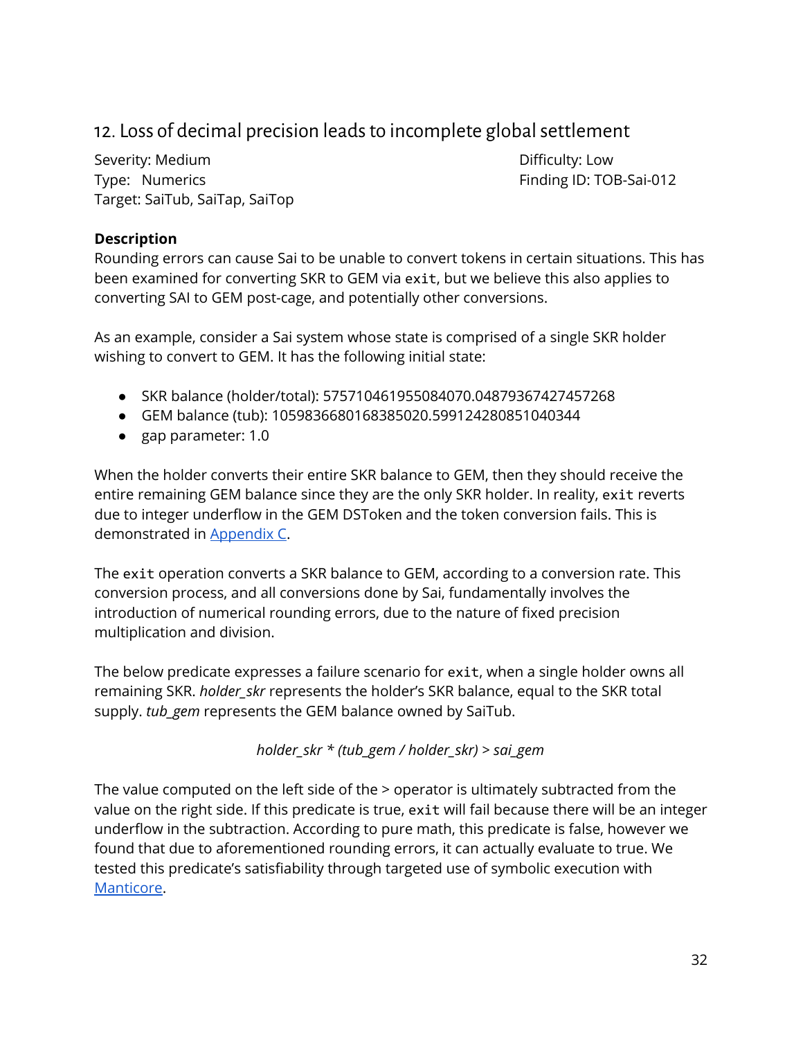## 12. Loss of decimal precision leads to incomplete global settlement

Severity: Medium
Difficulty: Low
Type: Numerics
Finding ID: TOB-Sai-012
Target: SaiTub, SaiTap, SaiTop

**Description**

Rounding errors can cause Sai to be unable to convert tokens in certain situations. This has been examined for converting SKR to GEM via `exit`, but we believe this also applies to converting SAI to GEM post-cage, and potentially other conversions.

As an example, consider a Sai system whose state is comprised of a single SKR holder wishing to convert to GEM. It has the following initial state:

- SKR balance (holder/total): 575710461955084070.048793674274572​68
- GEM balance (tub): 1059836680168385020.599124280851040344
- gap parameter: 1.0

When the holder converts their entire SKR balance to GEM, then they should receive the entire remaining GEM balance since they are the only SKR holder. In reality, `exit` reverts due to integer underflow in the GEM DSToken and the token conversion fails. This is demonstrated in Appendix C.

The `exit` operation converts a SKR balance to GEM, according to a conversion rate. This conversion process, and all conversions done by Sai, fundamentally involves the introduction of numerical rounding errors, due to the nature of fixed precision multiplication and division.

The below predicate expresses a failure scenario for `exit`, when a single holder owns all remaining SKR. *holder_skr* represents the holder's SKR balance, equal to the SKR total supply. *tub_gem* represents the GEM balance owned by SaiTub.

$$holder\_skr * (tub\_gem / holder\_skr) > sai\_gem$$

The value computed on the left side of the > operator is ultimately subtracted from the value on the right side. If this predicate is true, `exit` will fail because there will be an integer underflow in the subtraction. According to pure math, this predicate is false, however we found that due to aforementioned rounding errors, it can actually evaluate to true. We tested this predicate's satisfiability through targeted use of symbolic execution with Manticore.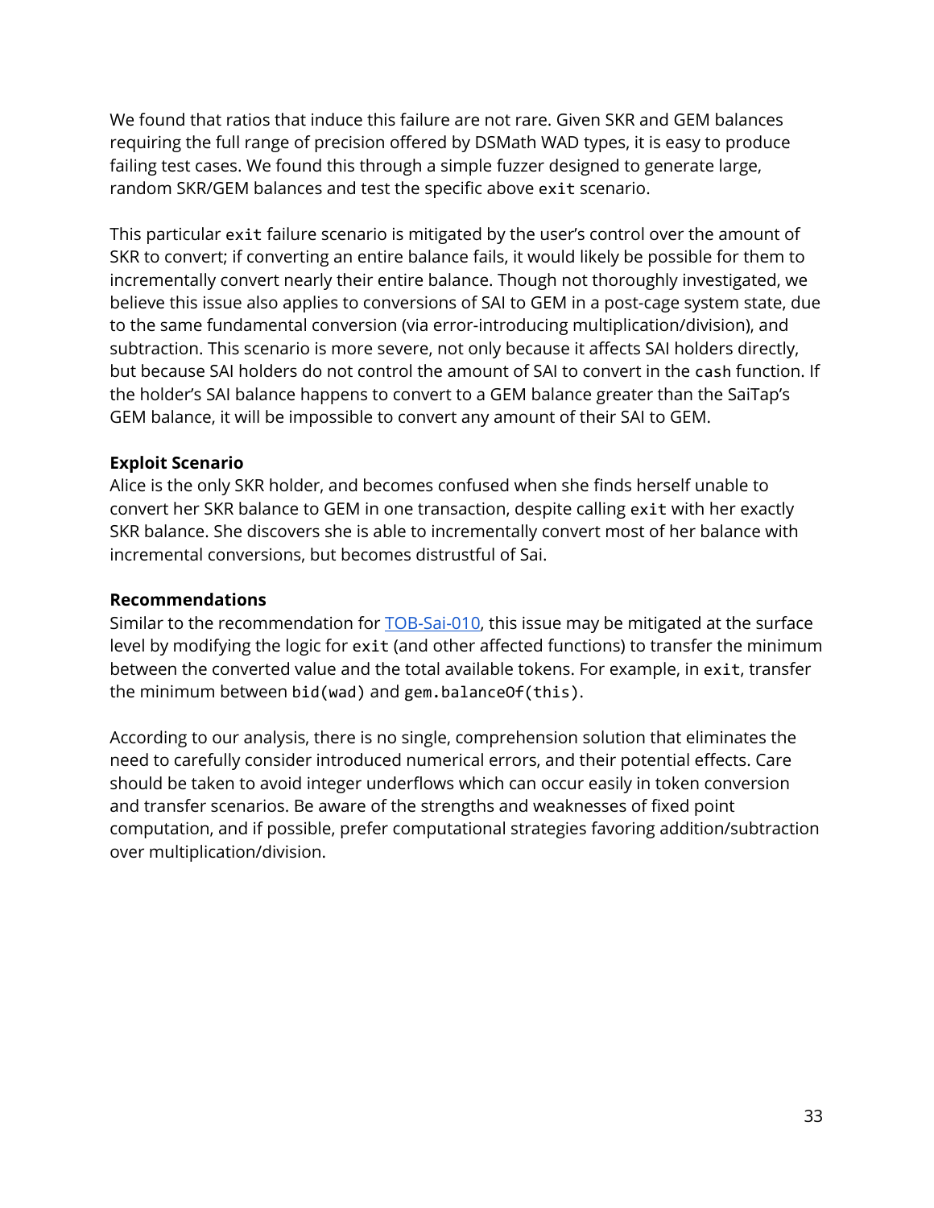We found that ratios that induce this failure are not rare. Given SKR and GEM balances requiring the full range of precision offered by DSMath WAD types, it is easy to produce failing test cases. We found this through a simple fuzzer designed to generate large, random SKR/GEM balances and test the specific above `exit` scenario.

This particular `exit` failure scenario is mitigated by the user's control over the amount of SKR to convert; if converting an entire balance fails, it would likely be possible for them to incrementally convert nearly their entire balance. Though not thoroughly investigated, we believe this issue also applies to conversions of SAI to GEM in a post-cage system state, due to the same fundamental conversion (via error-introducing multiplication/division), and subtraction. This scenario is more severe, not only because it affects SAI holders directly, but because SAI holders do not control the amount of SAI to convert in the `cash` function. If the holder's SAI balance happens to convert to a GEM balance greater than the SaiTap's GEM balance, it will be impossible to convert any amount of their SAI to GEM.

**Exploit Scenario**

Alice is the only SKR holder, and becomes confused when she finds herself unable to convert her SKR balance to GEM in one transaction, despite calling `exit` with her exactly SKR balance. She discovers she is able to incrementally convert most of her balance with incremental conversions, but becomes distrustful of Sai.

**Recommendations**

Similar to the recommendation for TOB-Sai-010, this issue may be mitigated at the surface level by modifying the logic for `exit` (and other affected functions) to transfer the minimum between the converted value and the total available tokens. For example, in `exit`, transfer the minimum between `bid(wad)` and `gem.balanceOf(this)`.

According to our analysis, there is no single, comprehension solution that eliminates the need to carefully consider introduced numerical errors, and their potential effects. Care should be taken to avoid integer underflows which can occur easily in token conversion and transfer scenarios. Be aware of the strengths and weaknesses of fixed point computation, and if possible, prefer computational strategies favoring addition/subtraction over multiplication/division.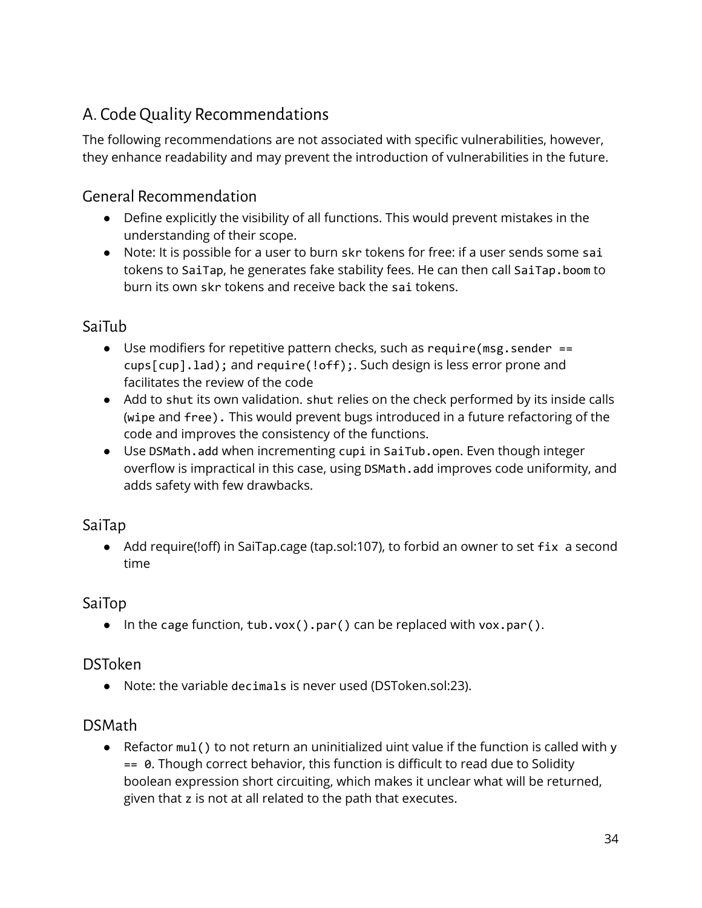## A. Code Quality Recommendations

The following recommendations are not associated with specific vulnerabilities, however, they enhance readability and may prevent the introduction of vulnerabilities in the future.

### General Recommendation

- Define explicitly the visibility of all functions. This would prevent mistakes in the understanding of their scope.
- Note: It is possible for a user to burn `skr` tokens for free: if a user sends some `sai` tokens to `SaiTap`, he generates fake stability fees. He can then call `SaiTap.boom` to burn its own `skr` tokens and receive back the `sai` tokens.

### SaiTub

- Use modifiers for repetitive pattern checks, such as `require(msg.sender == cups[cup].lad);` and `require(!off);`. Such design is less error prone and facilitates the review of the code
- Add to `shut` its own validation. `shut` relies on the check performed by its inside calls (`wipe` and `free`). This would prevent bugs introduced in a future refactoring of the code and improves the consistency of the functions.
- Use `DSMath.add` when incrementing `cupi` in `SaiTub.open`. Even though integer overflow is impractical in this case, using `DSMath.add` improves code uniformity, and adds safety with few drawbacks.

### SaiTap

- Add require(!off) in SaiTap.cage (tap.sol:107), to forbid an owner to set `fix` a second time

### SaiTop

- In the `cage` function, `tub.vox().par()` can be replaced with `vox.par()`.

### DSToken

- Note: the variable `decimals` is never used (DSToken.sol:23).

### DSMath

- Refactor `mul()` to not return an uninitialized uint value if the function is called with `y == 0`. Though correct behavior, this function is difficult to read due to Solidity boolean expression short circuiting, which makes it unclear what will be returned, given that `z` is not at all related to the path that executes.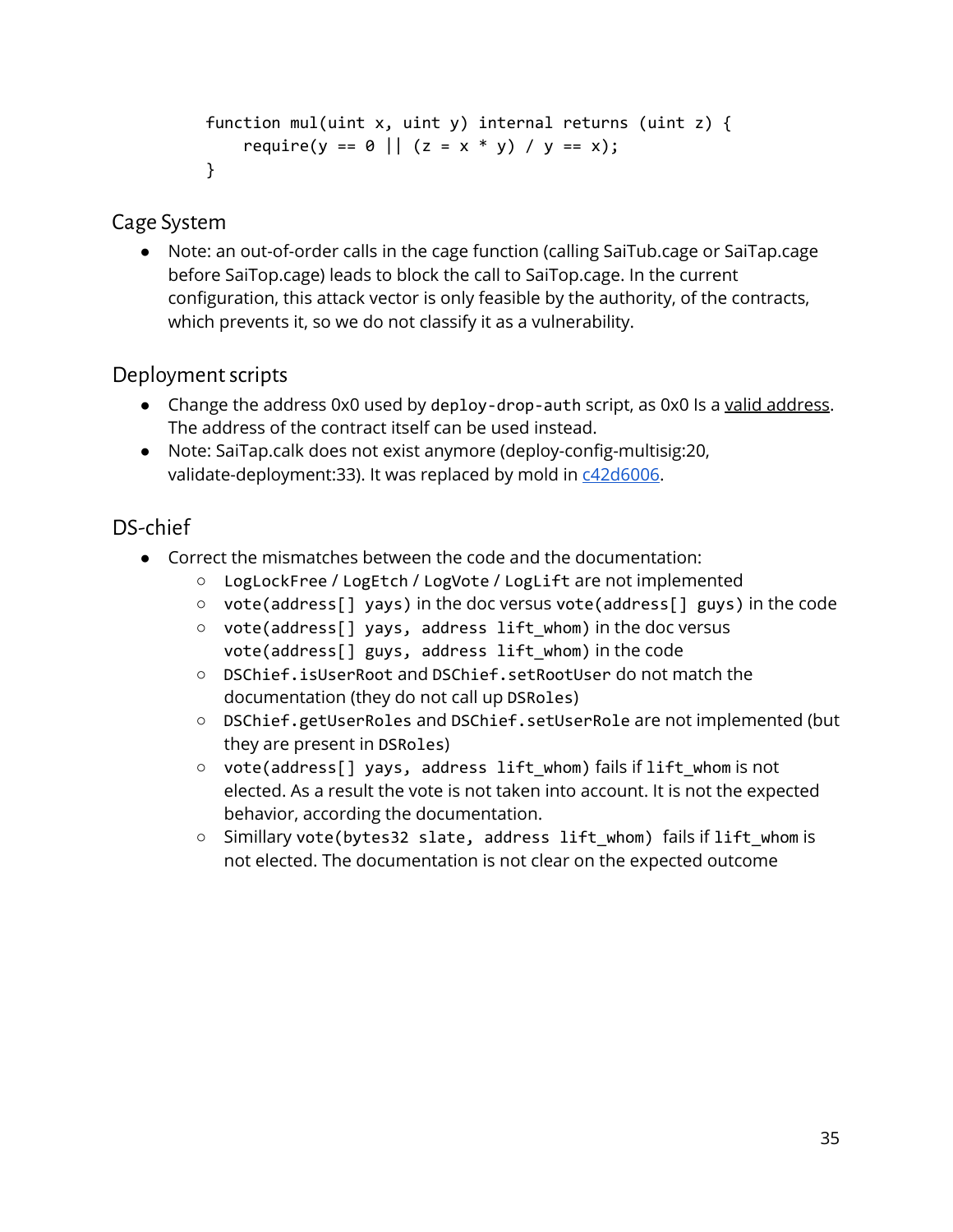```
function mul(uint x, uint y) internal returns (uint z) {
    require(y == 0 || (z = x * y) / y == x);
}
```

## Cage System

- Note: an out-of-order calls in the cage function (calling SaiTub.cage or SaiTap.cage before SaiTop.cage) leads to block the call to SaiTop.cage. In the current configuration, this attack vector is only feasible by the authority, of the contracts, which prevents it, so we do not classify it as a vulnerability.

## Deployment scripts

- Change the address 0x0 used by `deploy-drop-auth` script, as 0x0 Is a valid address. The address of the contract itself can be used instead.
- Note: SaiTap.calk does not exist anymore (deploy-config-multisig:20, validate-deployment:33). It was replaced by mold in c42d6006.

## DS-chief

- Correct the mismatches between the code and the documentation:
  - `LogLockFree` / `LogEtch` / `LogVote` / `LogLift` are not implemented
  - `vote(address[] yays)` in the doc versus `vote(address[] guys)` in the code
  - `vote(address[] yays, address lift_whom)` in the doc versus `vote(address[] guys, address lift_whom)` in the code
  - `DSChief.isUserRoot` and `DSChief.setRootUser` do not match the documentation (they do not call up `DSRoles`)
  - `DSChief.getUserRoles` and `DSChief.setUserRole` are not implemented (but they are present in `DSRoles`)
  - `vote(address[] yays, address lift_whom)` fails if `lift_whom` is not elected. As a result the vote is not taken into account. It is not the expected behavior, according the documentation.
  - Similarly `vote(bytes32 slate, address lift_whom)` fails if `lift_whom` is not elected. The documentation is not clear on the expected outcome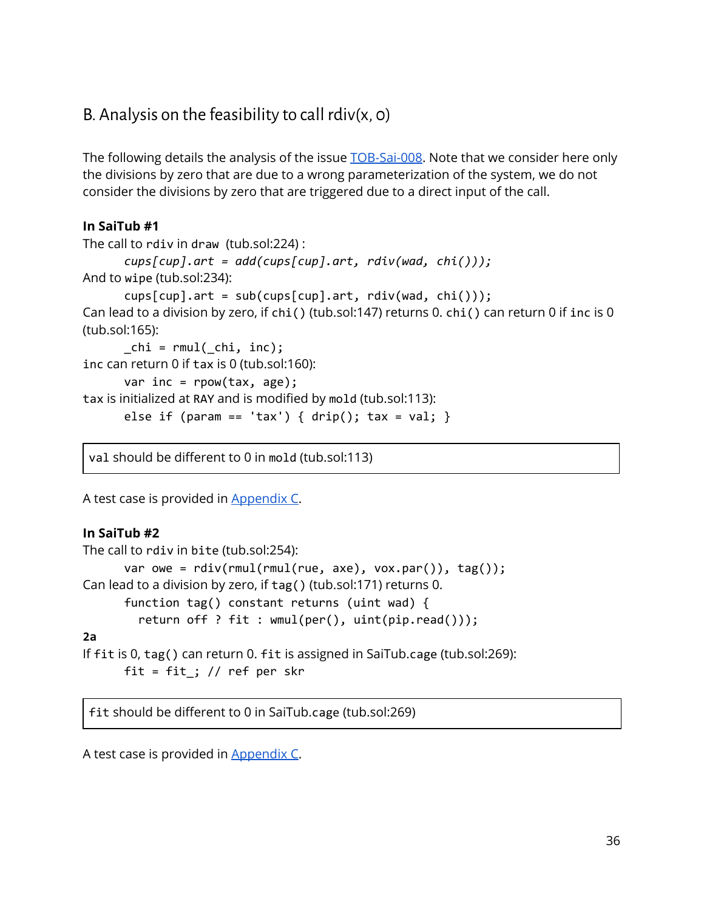## B. Analysis on the feasibility to call rdiv(x, 0)

The following details the analysis of the issue [TOB-Sai-008](). Note that we consider here only the divisions by zero that are due to a wrong parameterization of the system, we do not consider the divisions by zero that are triggered due to a direct input of the call.

**In SaiTub #1**

The call to `rdiv` in `draw` (tub.sol:224) :

```
cups[cup].art = add(cups[cup].art, rdiv(wad, chi()));
```

And to `wipe` (tub.sol:234):

```
cups[cup].art = sub(cups[cup].art, rdiv(wad, chi()));
```

Can lead to a division by zero, if `chi()` (tub.sol:147) returns 0. `chi()` can return 0 if `inc` is 0 (tub.sol:165):

```
_chi = rmul(_chi, inc);
```

`inc` can return 0 if `tax` is 0 (tub.sol:160):

```
var inc = rpow(tax, age);
```

`tax` is initialized at `RAY` and is modified by `mold` (tub.sol:113):

```
else if (param == 'tax') { drip(); tax = val; }
```

> `val` should be different to 0 in `mold` (tub.sol:113)

A test case is provided in [Appendix C]().

**In SaiTub #2**

The call to `rdiv` in `bite` (tub.sol:254):

```
var owe = rdiv(rmul(rmul(rue, axe), vox.par()), tag());
```

Can lead to a division by zero, if `tag()` (tub.sol:171) returns 0.

```
function tag() constant returns (uint wad) {
  return off ? fit : wmul(per(), uint(pip.read()));
```

**2a**

If `fit` is 0, `tag()` can return 0. `fit` is assigned in SaiTub.cage (tub.sol:269):

```
fit = fit_; // ref per skr
```

> `fit` should be different to 0 in SaiTub.cage (tub.sol:269)

A test case is provided in [Appendix C]().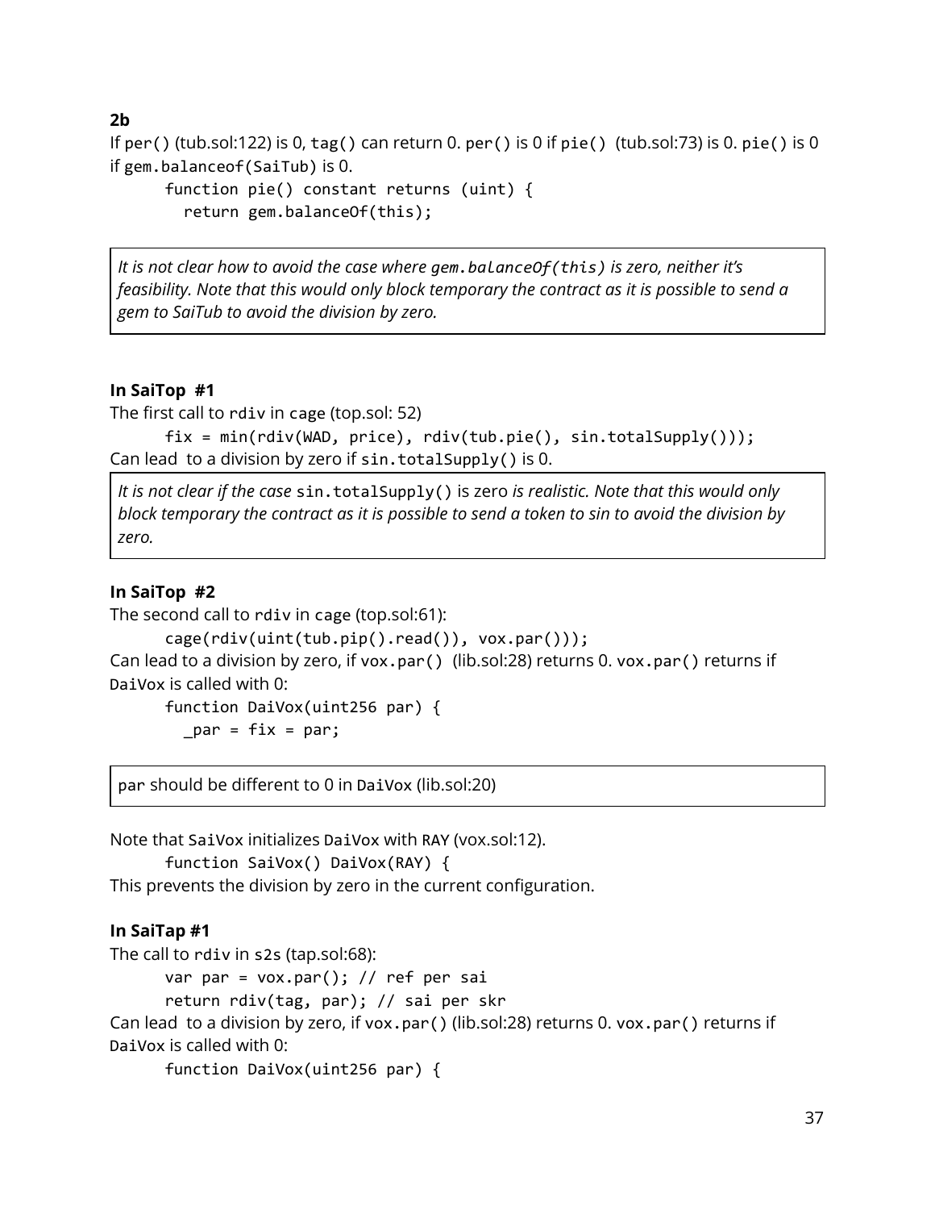**2b**

If `per()` (tub.sol:122) is 0, `tag()` can return 0. `per()` is 0 if `pie()` (tub.sol:73) is 0. `pie()` is 0 if `gem.balanceof(SaiTub)` is 0.

```
function pie() constant returns (uint) {
  return gem.balanceOf(this);
```

> *It is not clear how to avoid the case where `gem.balanceOf(this)` is zero, neither it's feasibility. Note that this would only block temporary the contract as it is possible to send a gem to SaiTub to avoid the division by zero.*

**In SaiTop #1**

The first call to `rdiv` in `cage` (top.sol: 52)

```
fix = min(rdiv(WAD, price), rdiv(tub.pie(), sin.totalSupply()));
```

Can lead to a division by zero if `sin.totalSupply()` is 0.

> *It is not clear if the case* `sin.totalSupply()` is zero *is realistic. Note that this would only block temporary the contract as it is possible to send a token to sin to avoid the division by zero.*

**In SaiTop #2**

The second call to `rdiv` in `cage` (top.sol:61):

```
cage(rdiv(uint(tub.pip().read()), vox.par()));
```

Can lead to a division by zero, if `vox.par()` (lib.sol:28) returns 0. `vox.par()` returns if `DaiVox` is called with 0:

```
function DaiVox(uint256 par) {
  _par = fix = par;
```

> `par` should be different to 0 in `DaiVox` (lib.sol:20)

Note that `SaiVox` initializes `DaiVox` with `RAY` (vox.sol:12).

```
function SaiVox() DaiVox(RAY) {
```

This prevents the division by zero in the current configuration.

**In SaiTap #1**

The call to `rdiv` in `s2s` (tap.sol:68):

```
var par = vox.par(); // ref per sai
return rdiv(tag, par); // sai per skr
```

Can lead to a division by zero, if `vox.par()` (lib.sol:28) returns 0. `vox.par()` returns if `DaiVox` is called with 0:

```
function DaiVox(uint256 par) {
```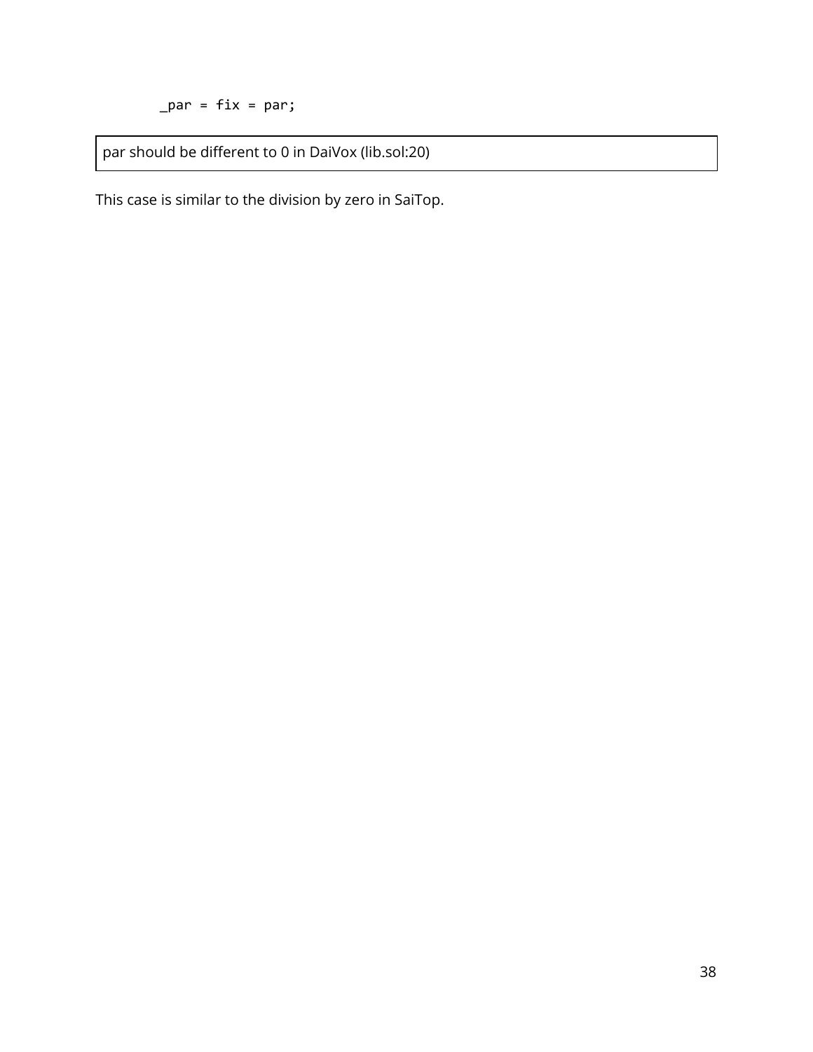```
        _par = fix = par;
```

| par should be different to 0 in DaiVox (lib.sol:20) |
|---|

This case is similar to the division by zero in SaiTop.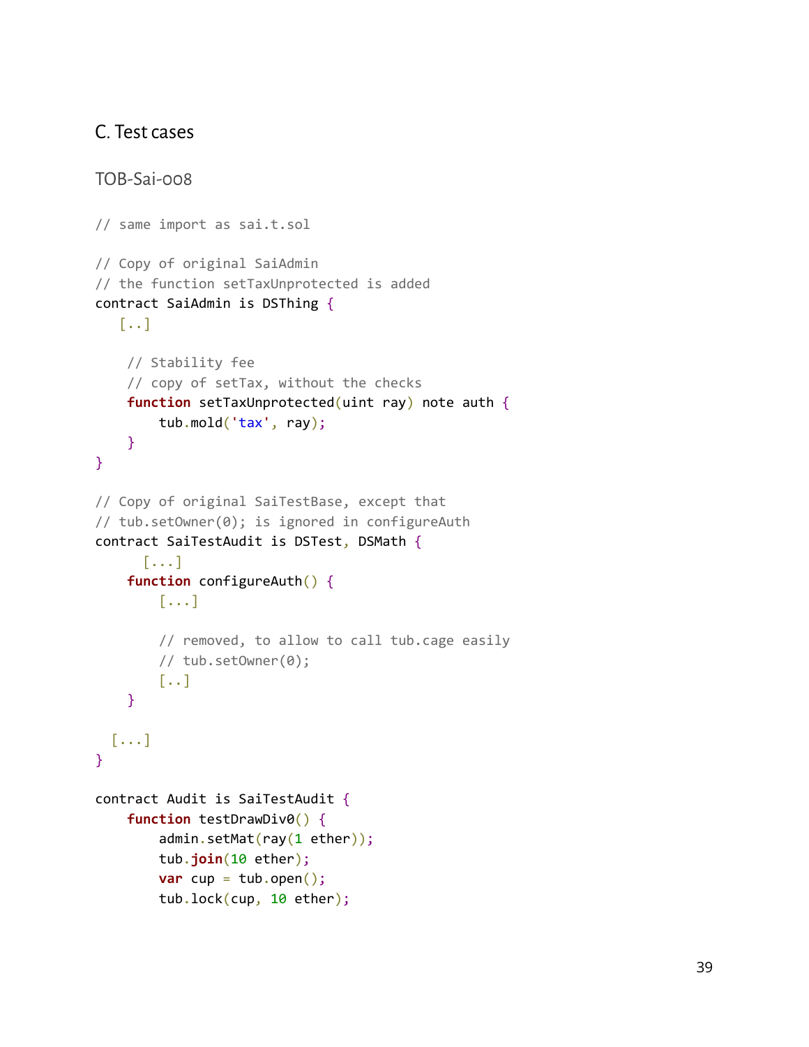## C. Test cases

### TOB-Sai-008

```
// same import as sai.t.sol

// Copy of original SaiAdmin
// the function setTaxUnprotected is added
contract SaiAdmin is DSThing {
   [..]

    // Stability fee
    // copy of setTax, without the checks
    function setTaxUnprotected(uint ray) note auth {
        tub.mold('tax', ray);
    }
}

// Copy of original SaiTestBase, except that
// tub.setOwner(0); is ignored in configureAuth
contract SaiTestAudit is DSTest, DSMath {
      [...]
    function configureAuth() {
        [...]

        // removed, to allow to call tub.cage easily
        // tub.setOwner(0);
        [..]
    }

  [...]
}

contract Audit is SaiTestAudit {
    function testDrawDiv0() {
        admin.setMat(ray(1 ether));
        tub.join(10 ether);
        var cup = tub.open();
        tub.lock(cup, 10 ether);
```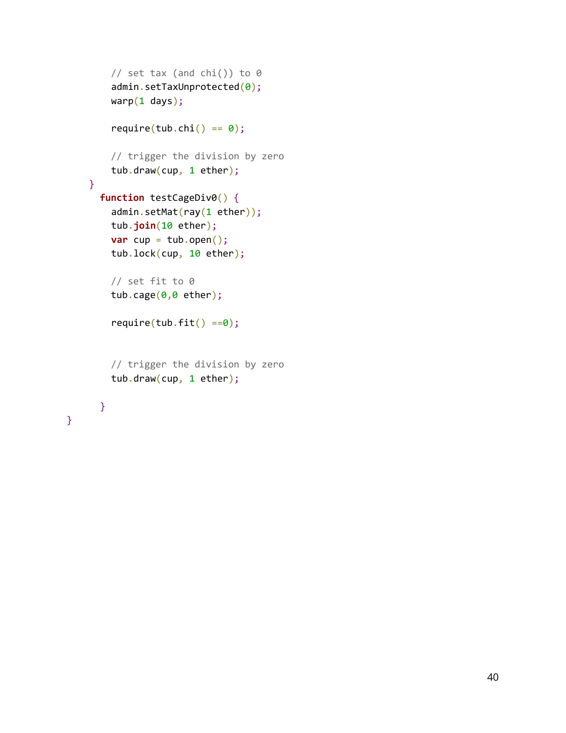```
        // set tax (and chi()) to 0
        admin.setTaxUnprotected(0);
        warp(1 days);

        require(tub.chi() == 0);

        // trigger the division by zero
        tub.draw(cup, 1 ether);
    }
      function testCageDiv0() {
        admin.setMat(ray(1 ether));
        tub.join(10 ether);
        var cup = tub.open();
        tub.lock(cup, 10 ether);

        // set fit to 0
        tub.cage(0,0 ether);

        require(tub.fit() ==0);


        // trigger the division by zero
        tub.draw(cup, 1 ether);

      }
}
```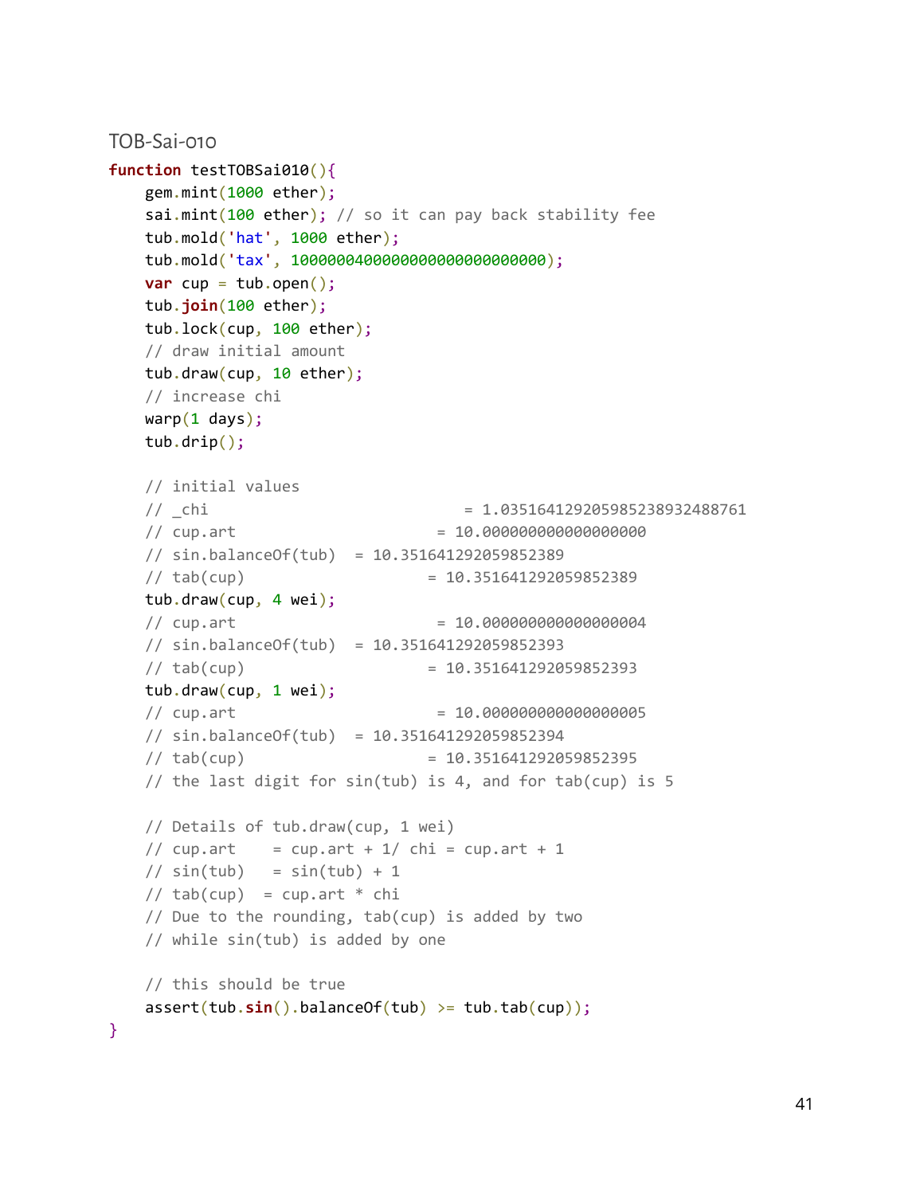TOB-Sai-010

```
function testTOBSai010(){
    gem.mint(1000 ether);
    sai.mint(100 ether); // so it can pay back stability fee
    tub.mold('hat', 1000 ether);
    tub.mold('tax', 1000000400000000000000000000);
    var cup = tub.open();
    tub.join(100 ether);
    tub.lock(cup, 100 ether);
    // draw initial amount
    tub.draw(cup, 10 ether);
    // increase chi
    warp(1 days);
    tub.drip();

    // initial values
    // _chi                              = 1.035164129205985238932488761
    // cup.art                        = 10.000000000000000000
    // sin.balanceOf(tub)  = 10.351641292059852389
    // tab(cup)                      = 10.351641292059852389
    tub.draw(cup, 4 wei);
    // cup.art                        = 10.000000000000000004
    // sin.balanceOf(tub)  = 10.351641292059852393
    // tab(cup)                      = 10.351641292059852393
    tub.draw(cup, 1 wei);
    // cup.art                        = 10.000000000000000005
    // sin.balanceOf(tub)  = 10.351641292059852394
    // tab(cup)                      = 10.351641292059852395
    // the last digit for sin(tub) is 4, and for tab(cup) is 5

    // Details of tub.draw(cup, 1 wei)
    // cup.art    = cup.art + 1/ chi = cup.art + 1
    // sin(tub)   = sin(tub) + 1
    // tab(cup)  = cup.art * chi
    // Due to the rounding, tab(cup) is added by two
    // while sin(tub) is added by one

    // this should be true
    assert(tub.sin().balanceOf(tub) >= tub.tab(cup));
}
```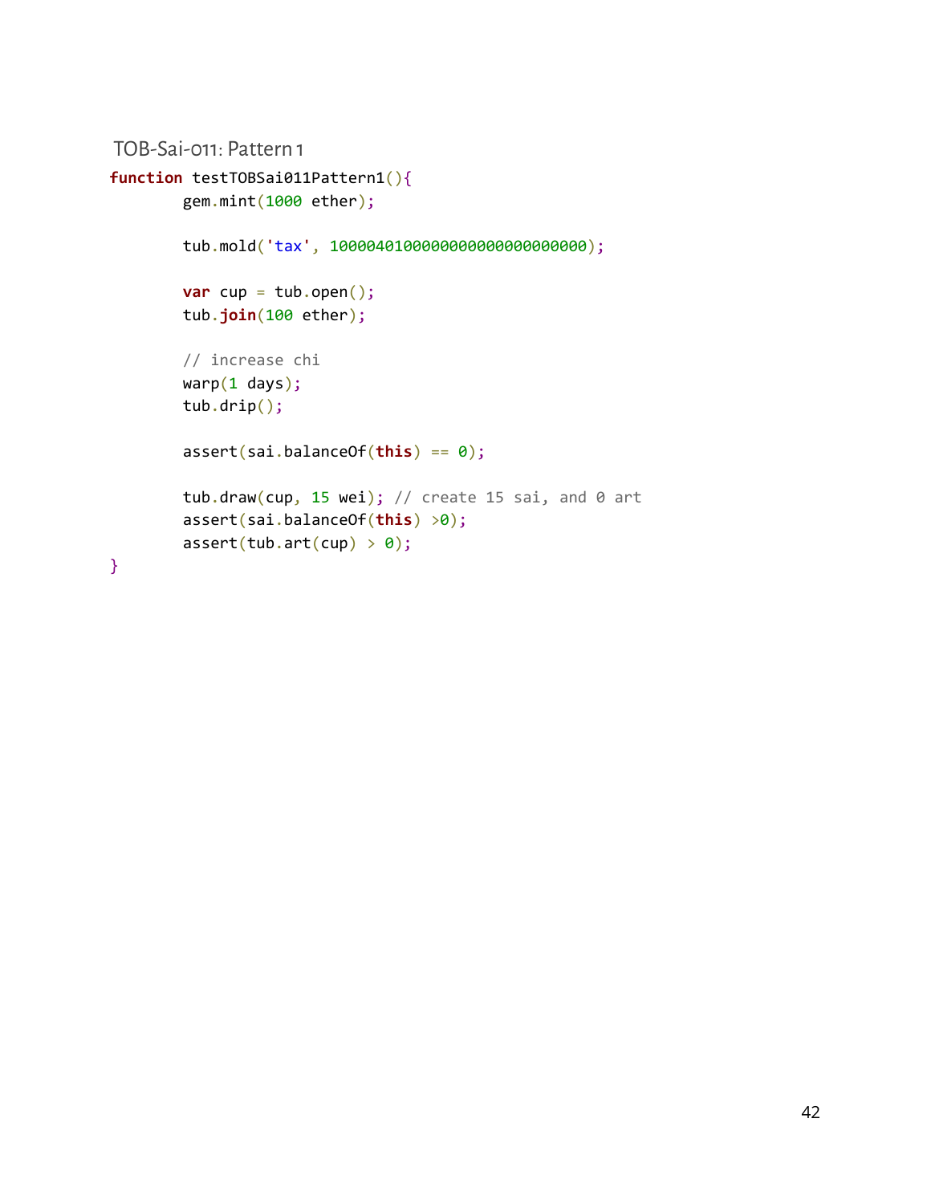### TOB-Sai-011: Pattern 1

```
function testTOBSai011Pattern1(){
        gem.mint(1000 ether);

        tub.mold('tax', 1000040100000000000000000000);

        var cup = tub.open();
        tub.join(100 ether);

        // increase chi
        warp(1 days);
        tub.drip();

        assert(sai.balanceOf(this) == 0);

        tub.draw(cup, 15 wei); // create 15 sai, and 0 art
        assert(sai.balanceOf(this) >0);
        assert(tub.art(cup) > 0);
}
```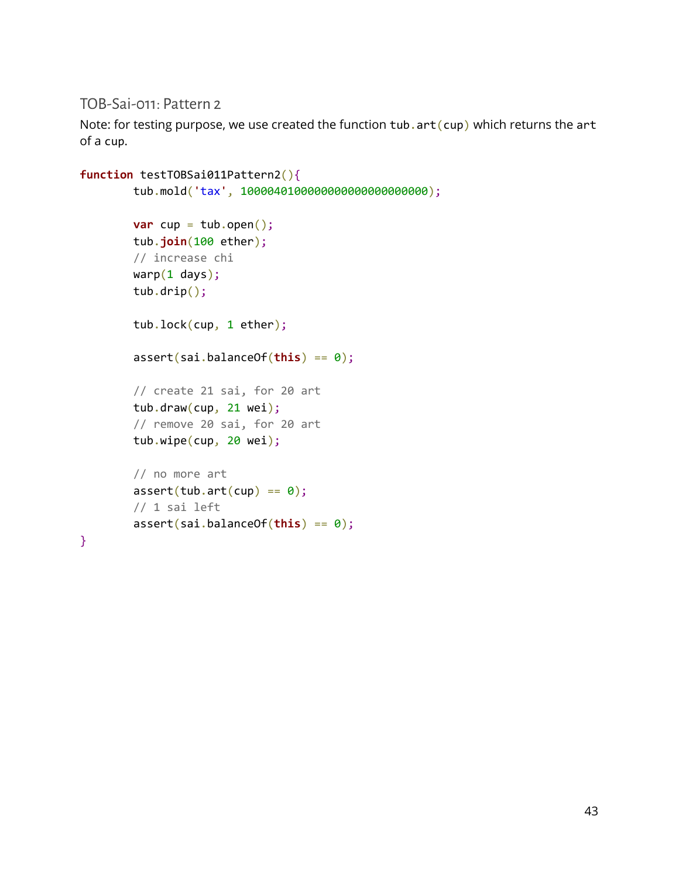### TOB-Sai-011: Pattern 2

Note: for testing purpose, we use created the function `tub.art(cup)` which returns the `art` of a cup.

```
function testTOBSai011Pattern2(){
        tub.mold('tax', 1000040100000000000000000000);

        var cup = tub.open();
        tub.join(100 ether);
        // increase chi
        warp(1 days);
        tub.drip();

        tub.lock(cup, 1 ether);

        assert(sai.balanceOf(this) == 0);

        // create 21 sai, for 20 art
        tub.draw(cup, 21 wei);
        // remove 20 sai, for 20 art
        tub.wipe(cup, 20 wei);

        // no more art
        assert(tub.art(cup) == 0);
        // 1 sai left
        assert(sai.balanceOf(this) == 0);
}
```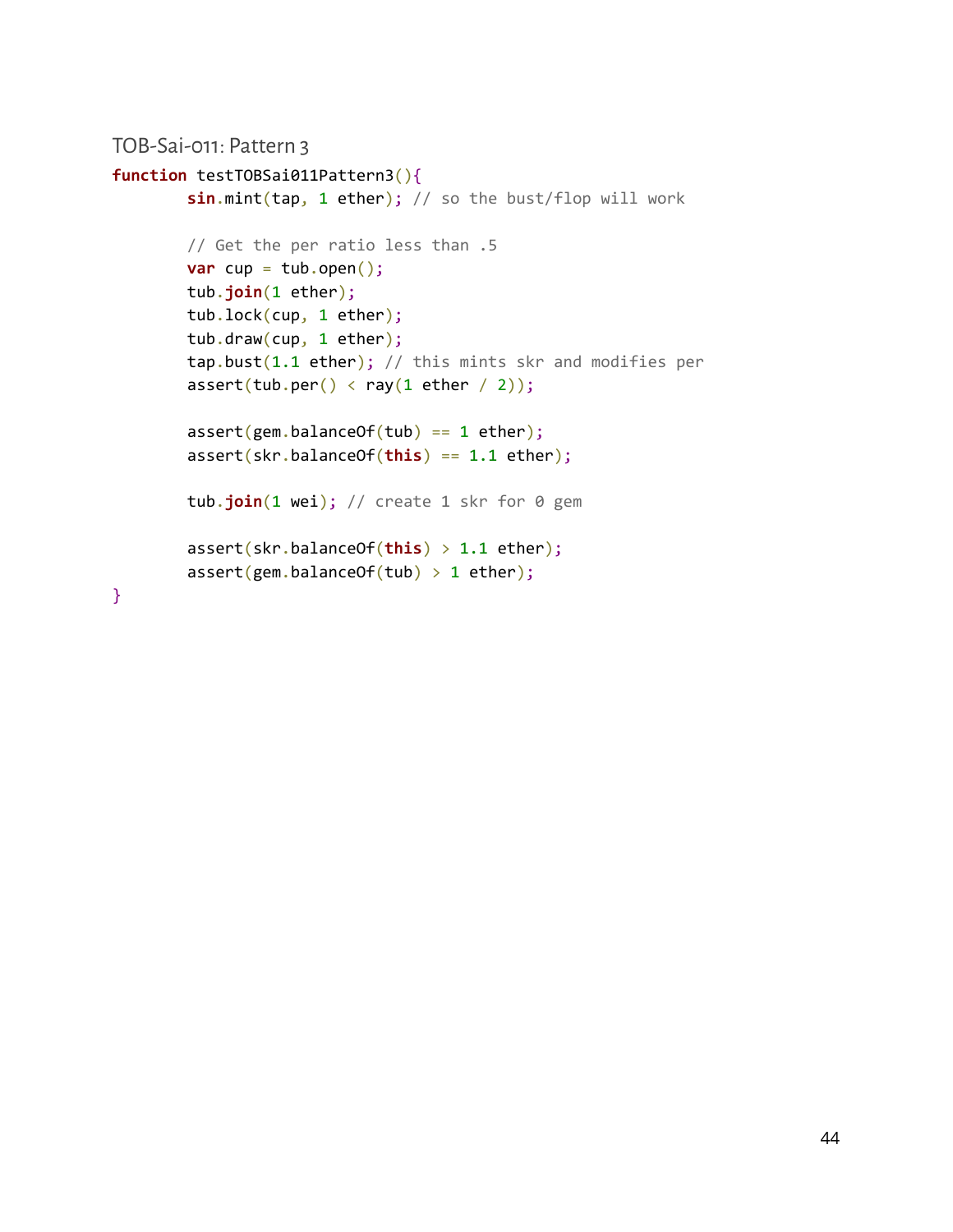### TOB-Sai-011: Pattern 3

```
function testTOBSai011Pattern3(){
        sin.mint(tap, 1 ether); // so the bust/flop will work

        // Get the per ratio less than .5
        var cup = tub.open();
        tub.join(1 ether);
        tub.lock(cup, 1 ether);
        tub.draw(cup, 1 ether);
        tap.bust(1.1 ether); // this mints skr and modifies per
        assert(tub.per() < ray(1 ether / 2));

        assert(gem.balanceOf(tub) == 1 ether);
        assert(skr.balanceOf(this) == 1.1 ether);

        tub.join(1 wei); // create 1 skr for 0 gem

        assert(skr.balanceOf(this) > 1.1 ether);
        assert(gem.balanceOf(tub) > 1 ether);
}
```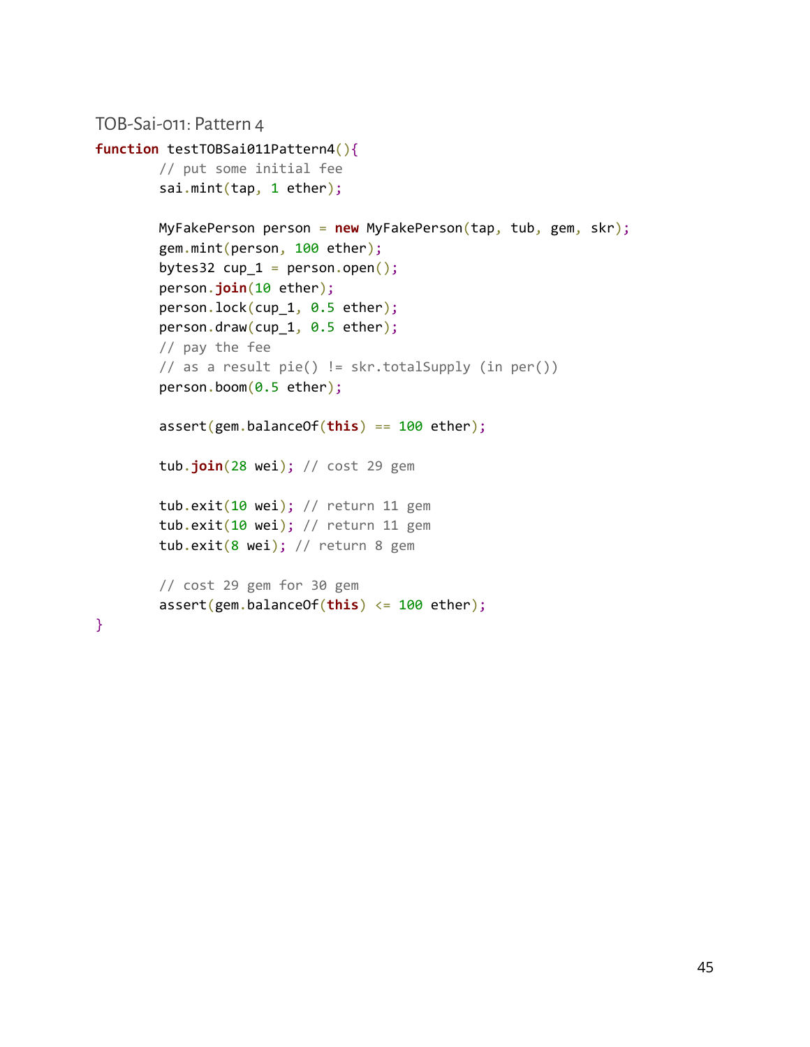### TOB-Sai-011: Pattern 4

```
function testTOBSai011Pattern4(){
        // put some initial fee
        sai.mint(tap, 1 ether);

        MyFakePerson person = new MyFakePerson(tap, tub, gem, skr);
        gem.mint(person, 100 ether);
        bytes32 cup_1 = person.open();
        person.join(10 ether);
        person.lock(cup_1, 0.5 ether);
        person.draw(cup_1, 0.5 ether);
        // pay the fee
        // as a result pie() != skr.totalSupply (in per())
        person.boom(0.5 ether);

        assert(gem.balanceOf(this) == 100 ether);

        tub.join(28 wei); // cost 29 gem

        tub.exit(10 wei); // return 11 gem
        tub.exit(10 wei); // return 11 gem
        tub.exit(8 wei); // return 8 gem

        // cost 29 gem for 30 gem
        assert(gem.balanceOf(this) <= 100 ether);
}
```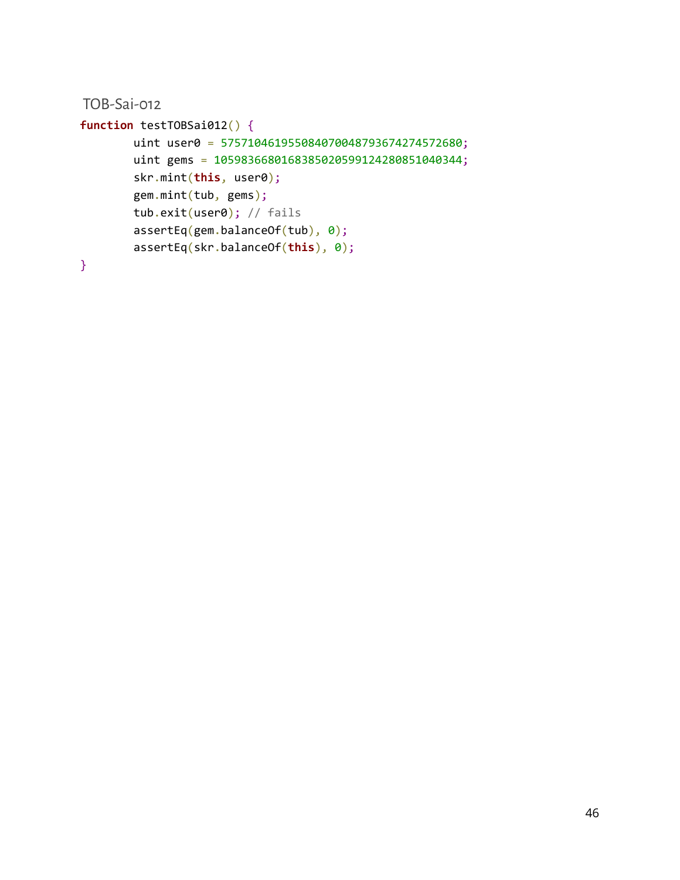TOB-Sai-012

```
function testTOBSai012() {
        uint user0 = 57571046195508407004879367427457268O;
        uint gems = 105983668016838502059912428085104O344;
        skr.mint(this, user0);
        gem.mint(tub, gems);
        tub.exit(user0); // fails
        assertEq(gem.balanceOf(tub), 0);
        assertEq(skr.balanceOf(this), 0);
}
```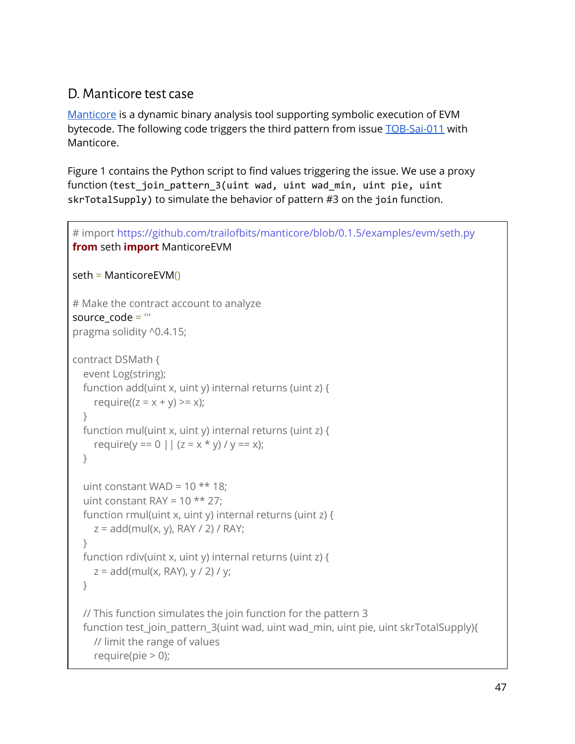## D. Manticore test case

Manticore is a dynamic binary analysis tool supporting symbolic execution of EVM bytecode. The following code triggers the third pattern from issue TOB-Sai-011 with Manticore.

Figure 1 contains the Python script to find values triggering the issue. We use a proxy function (`test_join_pattern_3(uint wad, uint wad_min, uint pie, uint skrTotalSupply)` to simulate the behavior of pattern #3 on the `join` function.

```
# import https://github.com/trailofbits/manticore/blob/0.1.5/examples/evm/seth.py
from seth import ManticoreEVM

seth = ManticoreEVM()

# Make the contract account to analyze
source_code = '''
pragma solidity ^0.4.15;

contract DSMath {
   event Log(string);
   function add(uint x, uint y) internal returns (uint z) {
      require((z = x + y) >= x);
   }
   function mul(uint x, uint y) internal returns (uint z) {
      require(y == 0 || (z = x * y) / y == x);
   }

   uint constant WAD = 10 ** 18;
   uint constant RAY = 10 ** 27;
   function rmul(uint x, uint y) internal returns (uint z) {
      z = add(mul(x, y), RAY / 2) / RAY;
   }
   function rdiv(uint x, uint y) internal returns (uint z) {
      z = add(mul(x, RAY), y / 2) / y;
   }

   // This function simulates the join function for the pattern 3
   function test_join_pattern_3(uint wad, uint wad_min, uint pie, uint skrTotalSupply){
      // limit the range of values
      require(pie > 0);
```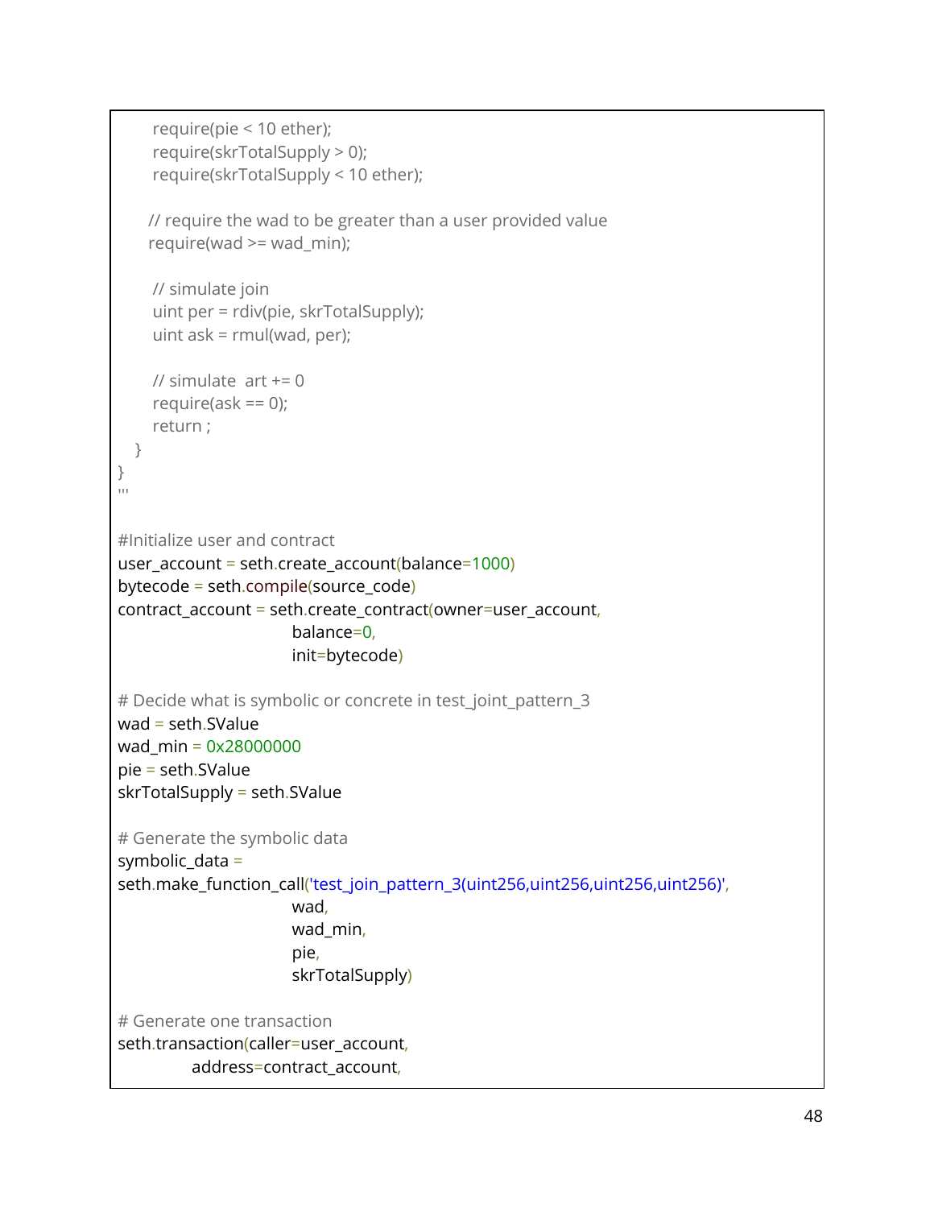```
        require(pie < 10 ether);
        require(skrTotalSupply > 0);
        require(skrTotalSupply < 10 ether);

       // require the wad to be greater than a user provided value
       require(wad >= wad_min);

        // simulate join
        uint per = rdiv(pie, skrTotalSupply);
        uint ask = rmul(wad, per);

        // simulate  art += 0
        require(ask == 0);
        return ;
    }
}
'''

#Initialize user and contract
user_account = seth.create_account(balance=1000)
bytecode = seth.compile(source_code)
contract_account = seth.create_contract(owner=user_account,
                              balance=0,
                              init=bytecode)

# Decide what is symbolic or concrete in test_joint_pattern_3
wad = seth.SValue
wad_min = 0x28000000
pie = seth.SValue
skrTotalSupply = seth.SValue

# Generate the symbolic data
symbolic_data =
seth.make_function_call('test_join_pattern_3(uint256,uint256,uint256,uint256)',
                              wad,
                              wad_min,
                              pie,
                              skrTotalSupply)

# Generate one transaction
seth.transaction(caller=user_account,
            address=contract_account,
```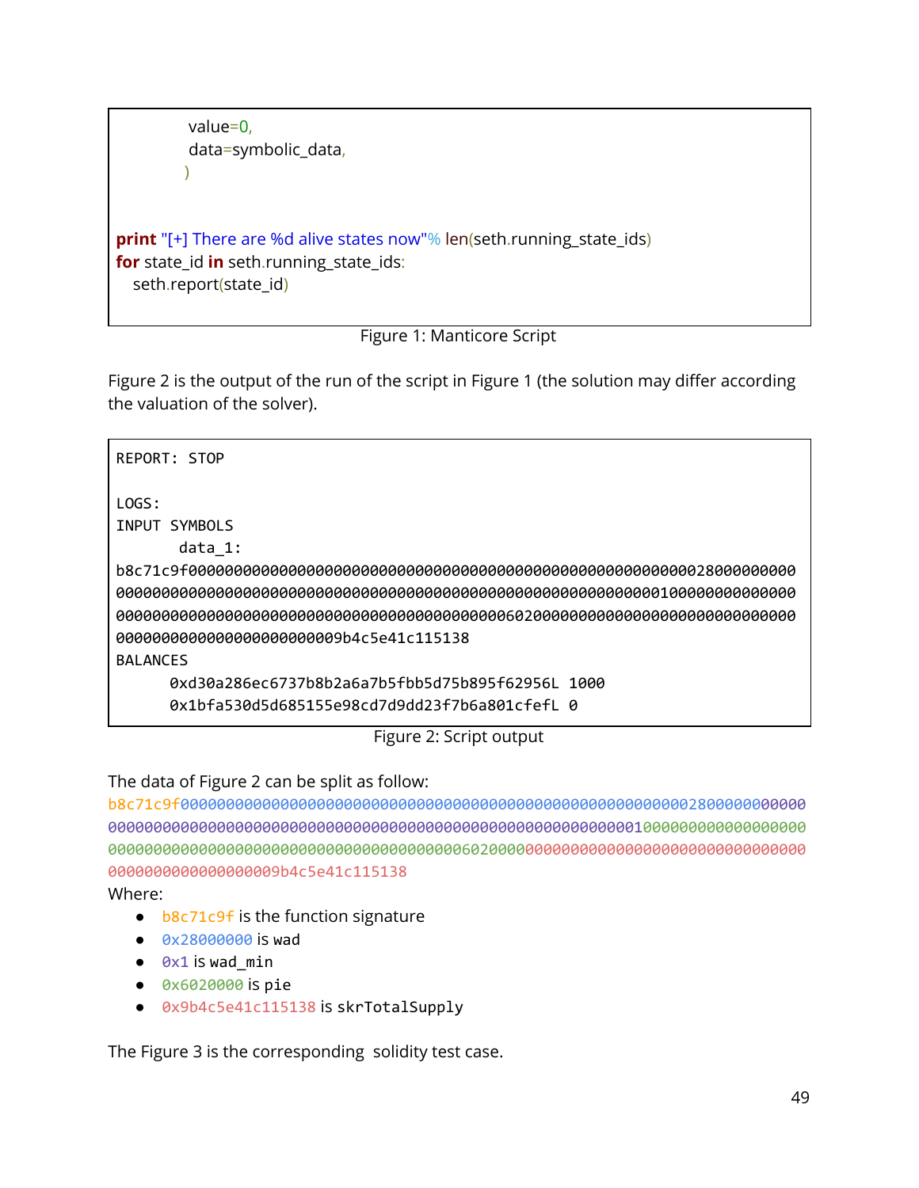```
            value=0,
            data=symbolic_data,
          )


print "[+] There are %d alive states now"% len(seth.running_state_ids)
for state_id in seth.running_state_ids:
    seth.report(state_id)
```

Figure 1: Manticore Script

Figure 2 is the output of the run of the script in Figure 1 (the solution may differ according the valuation of the solver).

```
REPORT: STOP

LOGS:
INPUT SYMBOLS
       data_1:
b8c71c9f000000000000000000000000000000000000000000000000000000028000000000
0000000000000000000000000000000000000000000000000000000000100000000000000
00000000000000000000000000000000000000000000060200000000000000000000000000000
000000000000000000000009b4c5e41c115138
BALANCES
      0xd30a286ec6737b8b2a6a7b5fbb5d75b895f62956L 1000
      0x1bfa530d5d685155e98cd7d9dd23f7b6a801cfefL 0
```

Figure 2: Script output

The data of Figure 2 can be split as follow:

```
b8c71c9f000000000000000000000000000000000000000000000000000000028000000000
0000000000000000000000000000000000000000000000000000000000100000000000000
00000000000000000000000000000000000000000000060200000000000000000000000000000
000000000000000000000009b4c5e41c115138
```

Where:

- `b8c71c9f` is the function signature
- `0x28000000` is `wad`
- `0x1` is `wad_min`
- `0x6020000` is `pie`
- `0x9b4c5e41c115138` is `skrTotalSupply`

The Figure 3 is the corresponding solidity test case.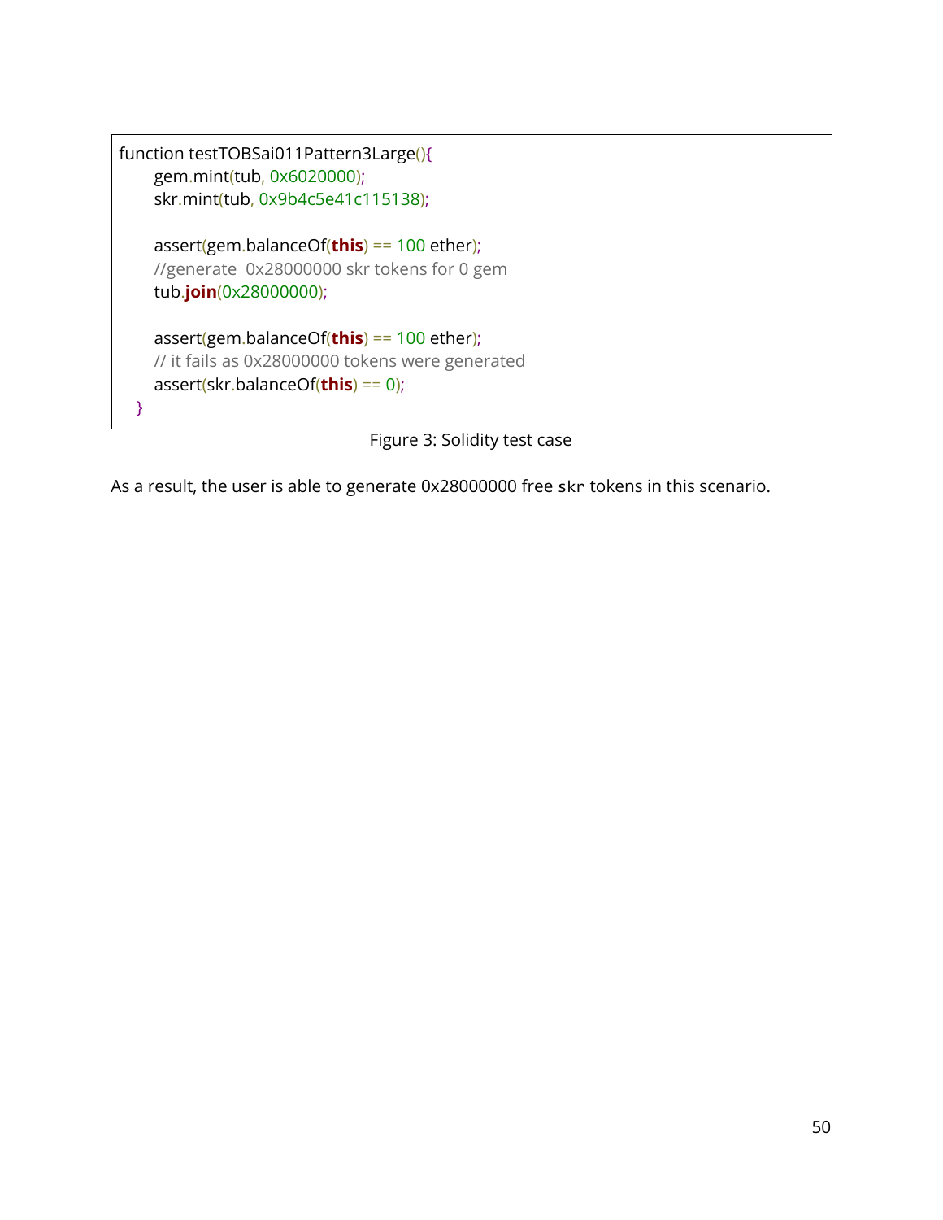```solidity
function testTOBSai011Pattern3Large(){
      gem.mint(tub, 0x6020000);
      skr.mint(tub, 0x9b4c5e41c115138);

      assert(gem.balanceOf(this) == 100 ether);
      //generate  0x28000000 skr tokens for 0 gem
      tub.join(0x28000000);

      assert(gem.balanceOf(this) == 100 ether);
      // it fails as 0x28000000 tokens were generated
      assert(skr.balanceOf(this) == 0);
   }
```

Figure 3: Solidity test case

As a result, the user is able to generate 0x28000000 free `skr` tokens in this scenario.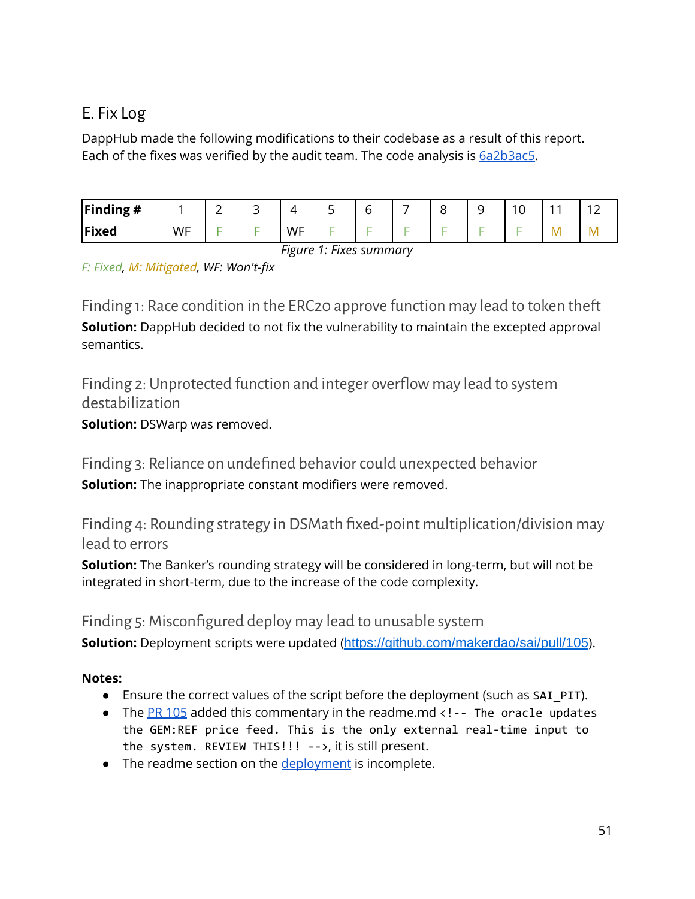## E. Fix Log

DappHub made the following modifications to their codebase as a result of this report. Each of the fixes was verified by the audit team. The code analysis is [6a2b3ac5](6a2b3ac5).

| Finding # | 1 | 2 | 3 | 4 | 5 | 6 | 7 | 8 | 9 | 10 | 11 | 12 |
|---|---|---|---|---|---|---|---|---|---|---|---|---|
| Fixed | WF | F | F | WF | F | F | F | F | F | F | M | M |

*Figure 1: Fixes summary*

*F: Fixed*, *M: Mitigated*, *WF: Won't-fix*

### Finding 1: Race condition in the ERC20 approve function may lead to token theft

**Solution:** DappHub decided to not fix the vulnerability to maintain the excepted approval semantics.

### Finding 2: Unprotected function and integer overflow may lead to system destabilization

**Solution:** DSWarp was removed.

### Finding 3: Reliance on undefined behavior could unexpected behavior

**Solution:** The inappropriate constant modifiers were removed.

### Finding 4: Rounding strategy in DSMath fixed-point multiplication/division may lead to errors

**Solution:** The Banker's rounding strategy will be considered in long-term, but will not be integrated in short-term, due to the increase of the code complexity.

### Finding 5: Misconfigured deploy may lead to unusable system

**Solution:** Deployment scripts were updated (https://github.com/makerdao/sai/pull/105).

**Notes:**

- Ensure the correct values of the script before the deployment (such as `SAI_PIT`).
- The PR 105 added this commentary in the readme.md `<!-- The oracle updates the GEM:REF price feed. This is the only external real-time input to the system. REVIEW THIS!!! -->`, it is still present.
- The readme section on the deployment is incomplete.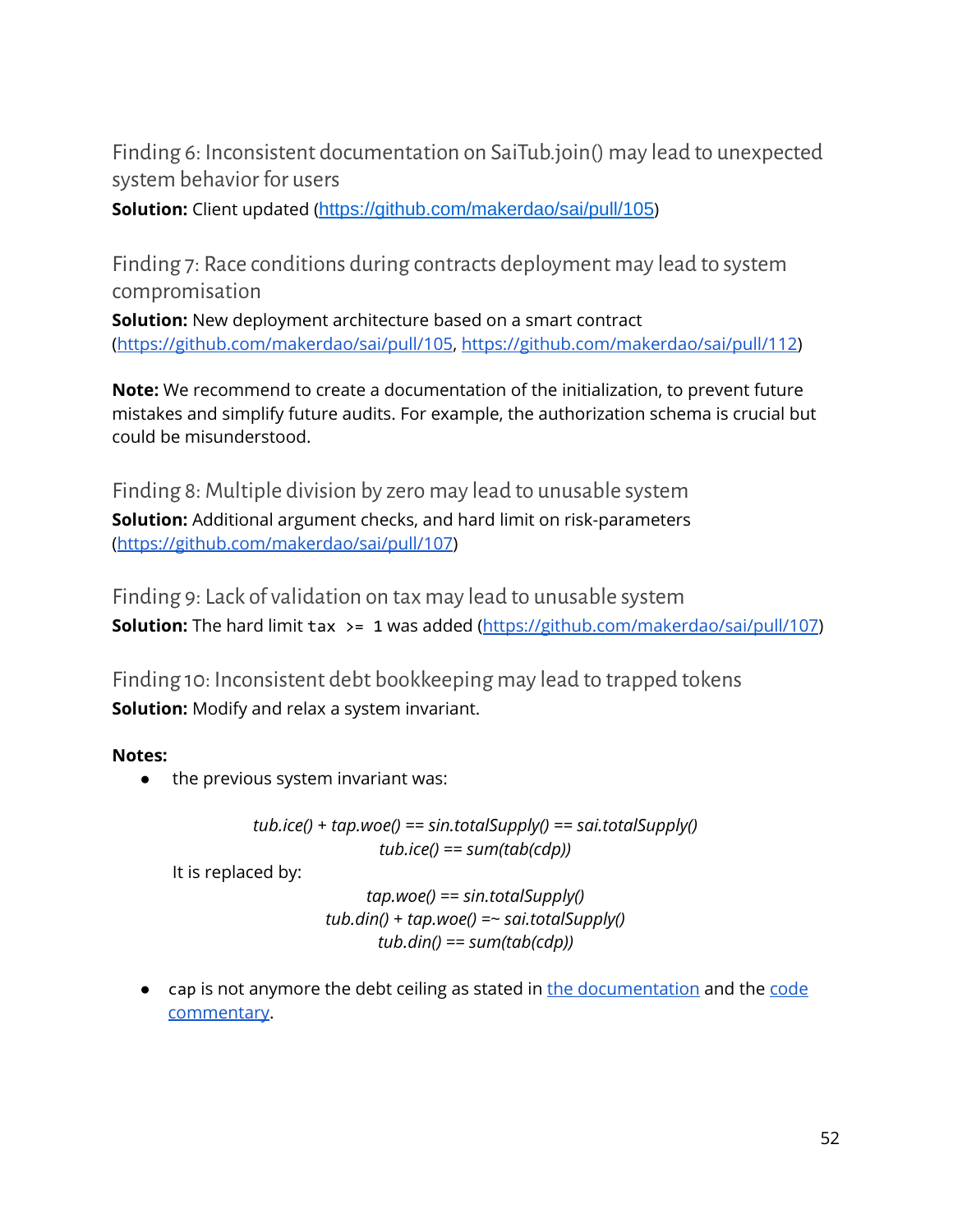### Finding 6: Inconsistent documentation on SaiTub.join() may lead to unexpected system behavior for users

**Solution:** Client updated (https://github.com/makerdao/sai/pull/105)

### Finding 7: Race conditions during contracts deployment may lead to system compromisation

**Solution:** New deployment architecture based on a smart contract (https://github.com/makerdao/sai/pull/105, https://github.com/makerdao/sai/pull/112)

**Note:** We recommend to create a documentation of the initialization, to prevent future mistakes and simplify future audits. For example, the authorization schema is crucial but could be misunderstood.

### Finding 8: Multiple division by zero may lead to unusable system

**Solution:** Additional argument checks, and hard limit on risk-parameters (https://github.com/makerdao/sai/pull/107)

### Finding 9: Lack of validation on tax may lead to unusable system

**Solution:** The hard limit `tax >= 1` was added (https://github.com/makerdao/sai/pull/107)

### Finding 10: Inconsistent debt bookkeeping may lead to trapped tokens

**Solution:** Modify and relax a system invariant.

**Notes:**

- the previous system invariant was:

  *tub.ice() + tap.woe() == sin.totalSupply() == sai.totalSupply()*

  *tub.ice() == sum(tab(cdp))*

  It is replaced by:

  *tap.woe() == sin.totalSupply()*

  *tub.din() + tap.woe() =~ sai.totalSupply()*

  *tub.din() == sum(tab(cdp))*

- `cap` is not anymore the debt ceiling as stated in the documentation and the code commentary.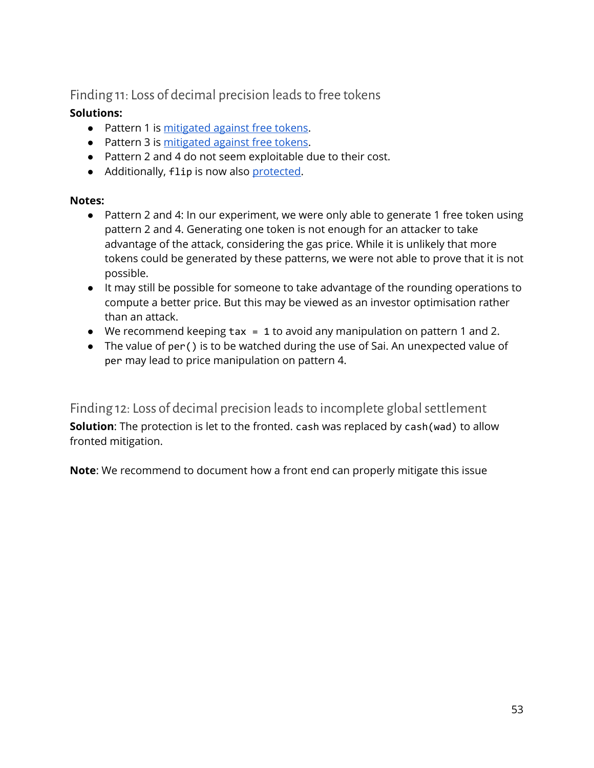## Finding 11: Loss of decimal precision leads to free tokens

**Solutions:**

- Pattern 1 is mitigated against free tokens.
- Pattern 3 is mitigated against free tokens.
- Pattern 2 and 4 do not seem exploitable due to their cost.
- Additionally, `flip` is now also protected.

**Notes:**

- Pattern 2 and 4: In our experiment, we were only able to generate 1 free token using pattern 2 and 4. Generating one token is not enough for an attacker to take advantage of the attack, considering the gas price. While it is unlikely that more tokens could be generated by these patterns, we were not able to prove that it is not possible.
- It may still be possible for someone to take advantage of the rounding operations to compute a better price. But this may be viewed as an investor optimisation rather than an attack.
- We recommend keeping `tax = 1` to avoid any manipulation on pattern 1 and 2.
- The value of `per()` is to be watched during the use of Sai. An unexpected value of `per` may lead to price manipulation on pattern 4.

## Finding 12: Loss of decimal precision leads to incomplete global settlement

**Solution**: The protection is let to the fronted. `cash` was replaced by `cash(wad)` to allow fronted mitigation.

**Note**: We recommend to document how a front end can properly mitigate this issue